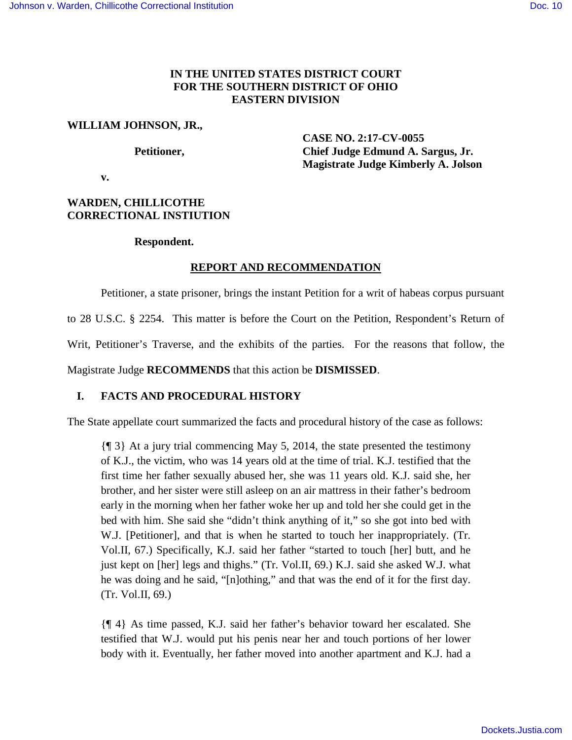IN THE UNITED STATES DISTRICT COURT
FOR THE SOUTHERN DISTRICT OF OHIO
EASTERN DIVISION

**WILLIAM JOHNSON, JR.,**

**Petitioner,**

**v.**

**WARDEN, CHILLICOTHE CORRECTIONAL INSTIUTION**

**Respondent.**

**CASE NO. 2:17-CV-0055**
**Chief Judge Edmund A. Sargus, Jr.**
**Magistrate Judge Kimberly A. Jolson**

## REPORT AND RECOMMENDATION

Petitioner, a state prisoner, brings the instant Petition for a writ of habeas corpus pursuant to 28 U.S.C. § 2254. This matter is before the Court on the Petition, Respondent's Return of Writ, Petitioner's Traverse, and the exhibits of the parties. For the reasons that follow, the Magistrate Judge **RECOMMENDS** that this action be **DISMISSED**.

### I. FACTS AND PROCEDURAL HISTORY

The State appellate court summarized the facts and procedural history of the case as follows:

> {¶ 3} At a jury trial commencing May 5, 2014, the state presented the testimony of K.J., the victim, who was 14 years old at the time of trial. K.J. testified that the first time her father sexually abused her, she was 11 years old. K.J. said she, her brother, and her sister were still asleep on an air mattress in their father's bedroom early in the morning when her father woke her up and told her she could get in the bed with him. She said she "didn't think anything of it," so she got into bed with W.J. [Petitioner], and that is when he started to touch her inappropriately. (Tr. Vol.II, 67.) Specifically, K.J. said her father "started to touch [her] butt, and he just kept on [her] legs and thighs." (Tr. Vol.II, 69.) K.J. said she asked W.J. what he was doing and he said, "[n]othing," and that was the end of it for the first day. (Tr. Vol.II, 69.)
>
> {¶ 4} As time passed, K.J. said her father's behavior toward her escalated. She testified that W.J. would put his penis near her and touch portions of her lower body with it. Eventually, her father moved into another apartment and K.J. had a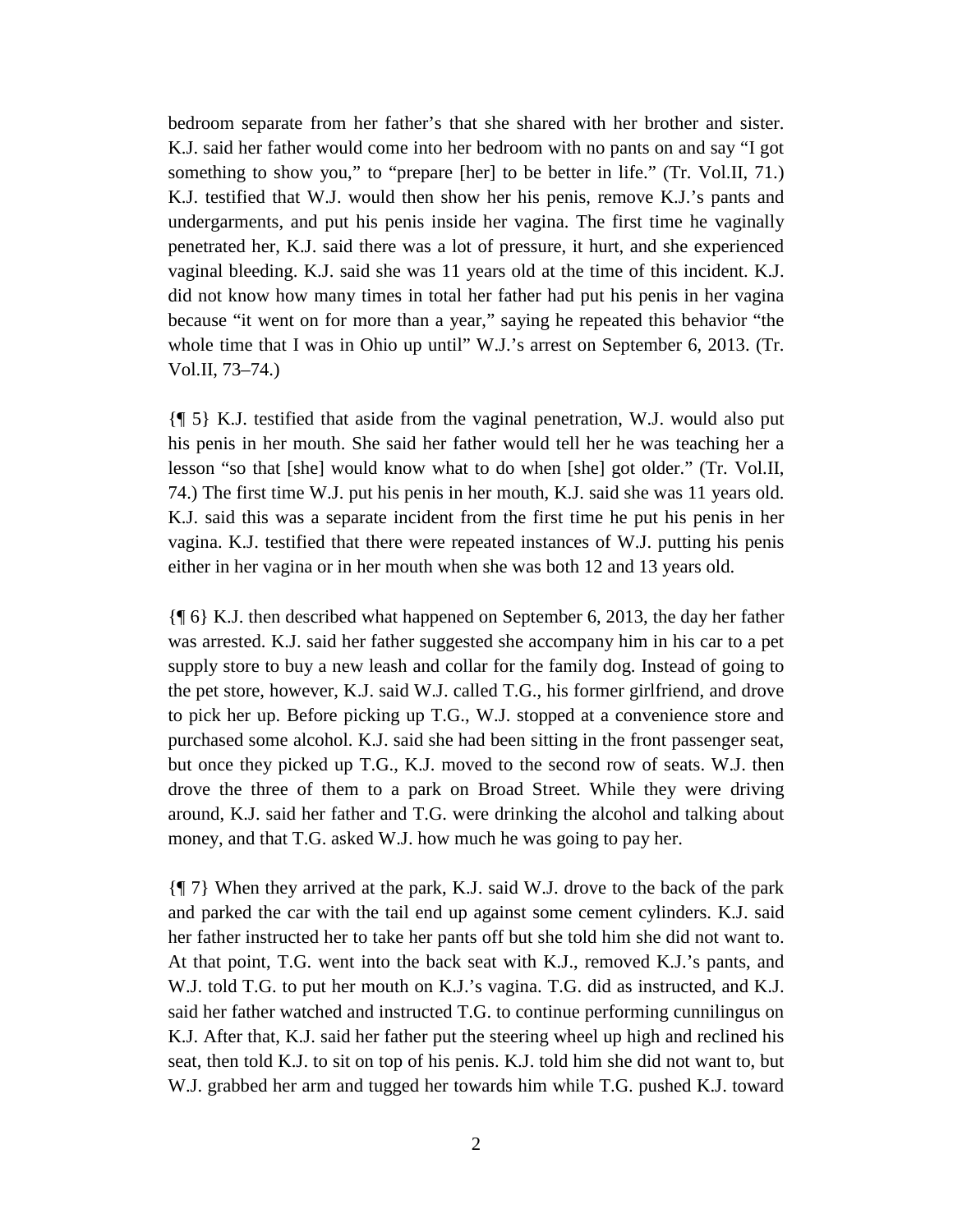bedroom separate from her father's that she shared with her brother and sister. K.J. said her father would come into her bedroom with no pants on and say "I got something to show you," to "prepare [her] to be better in life." (Tr. Vol.II, 71.) K.J. testified that W.J. would then show her his penis, remove K.J.'s pants and undergarments, and put his penis inside her vagina. The first time he vaginally penetrated her, K.J. said there was a lot of pressure, it hurt, and she experienced vaginal bleeding. K.J. said she was 11 years old at the time of this incident. K.J. did not know how many times in total her father had put his penis in her vagina because "it went on for more than a year," saying he repeated this behavior "the whole time that I was in Ohio up until" W.J.'s arrest on September 6, 2013. (Tr. Vol.II, 73–74.)

{¶ 5} K.J. testified that aside from the vaginal penetration, W.J. would also put his penis in her mouth. She said her father would tell her he was teaching her a lesson "so that [she] would know what to do when [she] got older." (Tr. Vol.II, 74.) The first time W.J. put his penis in her mouth, K.J. said she was 11 years old. K.J. said this was a separate incident from the first time he put his penis in her vagina. K.J. testified that there were repeated instances of W.J. putting his penis either in her vagina or in her mouth when she was both 12 and 13 years old.

{¶ 6} K.J. then described what happened on September 6, 2013, the day her father was arrested. K.J. said her father suggested she accompany him in his car to a pet supply store to buy a new leash and collar for the family dog. Instead of going to the pet store, however, K.J. said W.J. called T.G., his former girlfriend, and drove to pick her up. Before picking up T.G., W.J. stopped at a convenience store and purchased some alcohol. K.J. said she had been sitting in the front passenger seat, but once they picked up T.G., K.J. moved to the second row of seats. W.J. then drove the three of them to a park on Broad Street. While they were driving around, K.J. said her father and T.G. were drinking the alcohol and talking about money, and that T.G. asked W.J. how much he was going to pay her.

{¶ 7} When they arrived at the park, K.J. said W.J. drove to the back of the park and parked the car with the tail end up against some cement cylinders. K.J. said her father instructed her to take her pants off but she told him she did not want to. At that point, T.G. went into the back seat with K.J., removed K.J.'s pants, and W.J. told T.G. to put her mouth on K.J.'s vagina. T.G. did as instructed, and K.J. said her father watched and instructed T.G. to continue performing cunnilingus on K.J. After that, K.J. said her father put the steering wheel up high and reclined his seat, then told K.J. to sit on top of his penis. K.J. told him she did not want to, but W.J. grabbed her arm and tugged her towards him while T.G. pushed K.J. toward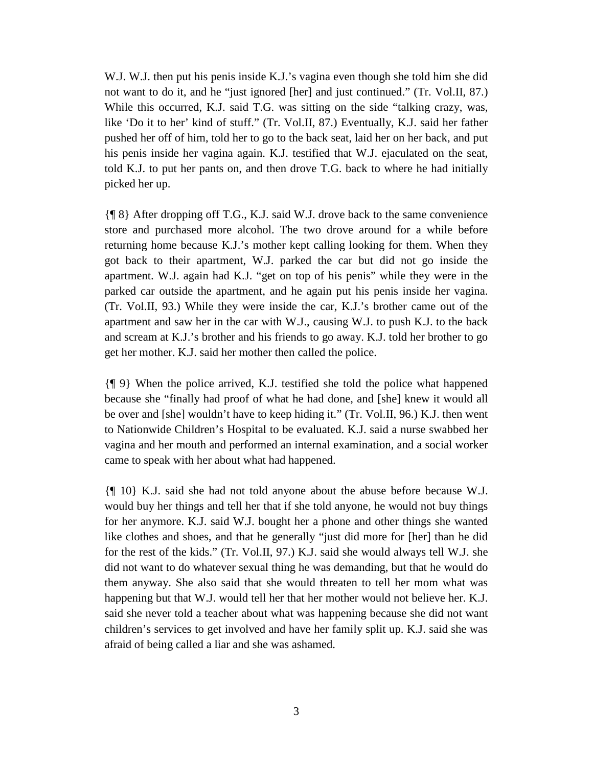W.J. W.J. then put his penis inside K.J.'s vagina even though she told him she did not want to do it, and he "just ignored [her] and just continued." (Tr. Vol.II, 87.) While this occurred, K.J. said T.G. was sitting on the side "talking crazy, was, like 'Do it to her' kind of stuff." (Tr. Vol.II, 87.) Eventually, K.J. said her father pushed her off of him, told her to go to the back seat, laid her on her back, and put his penis inside her vagina again. K.J. testified that W.J. ejaculated on the seat, told K.J. to put her pants on, and then drove T.G. back to where he had initially picked her up.

{¶ 8} After dropping off T.G., K.J. said W.J. drove back to the same convenience store and purchased more alcohol. The two drove around for a while before returning home because K.J.'s mother kept calling looking for them. When they got back to their apartment, W.J. parked the car but did not go inside the apartment. W.J. again had K.J. "get on top of his penis" while they were in the parked car outside the apartment, and he again put his penis inside her vagina. (Tr. Vol.II, 93.) While they were inside the car, K.J.'s brother came out of the apartment and saw her in the car with W.J., causing W.J. to push K.J. to the back and scream at K.J.'s brother and his friends to go away. K.J. told her brother to go get her mother. K.J. said her mother then called the police.

{¶ 9} When the police arrived, K.J. testified she told the police what happened because she "finally had proof of what he had done, and [she] knew it would all be over and [she] wouldn't have to keep hiding it." (Tr. Vol.II, 96.) K.J. then went to Nationwide Children's Hospital to be evaluated. K.J. said a nurse swabbed her vagina and her mouth and performed an internal examination, and a social worker came to speak with her about what had happened.

{¶ 10} K.J. said she had not told anyone about the abuse before because W.J. would buy her things and tell her that if she told anyone, he would not buy things for her anymore. K.J. said W.J. bought her a phone and other things she wanted like clothes and shoes, and that he generally "just did more for [her] than he did for the rest of the kids." (Tr. Vol.II, 97.) K.J. said she would always tell W.J. she did not want to do whatever sexual thing he was demanding, but that he would do them anyway. She also said that she would threaten to tell her mom what was happening but that W.J. would tell her that her mother would not believe her. K.J. said she never told a teacher about what was happening because she did not want children's services to get involved and have her family split up. K.J. said she was afraid of being called a liar and she was ashamed.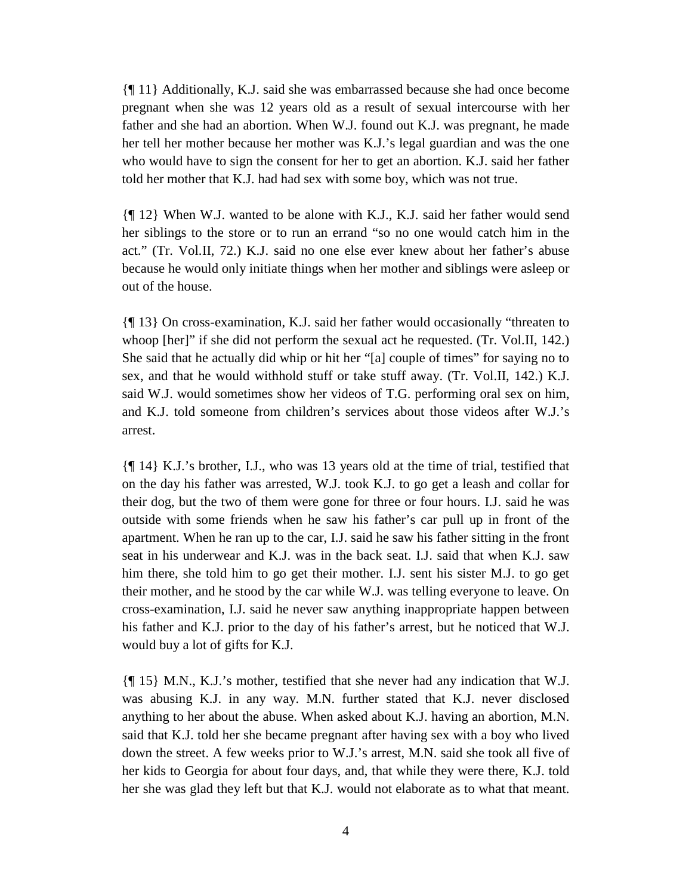{¶ 11} Additionally, K.J. said she was embarrassed because she had once become pregnant when she was 12 years old as a result of sexual intercourse with her father and she had an abortion. When W.J. found out K.J. was pregnant, he made her tell her mother because her mother was K.J.'s legal guardian and was the one who would have to sign the consent for her to get an abortion. K.J. said her father told her mother that K.J. had had sex with some boy, which was not true.

{¶ 12} When W.J. wanted to be alone with K.J., K.J. said her father would send her siblings to the store or to run an errand "so no one would catch him in the act." (Tr. Vol.II, 72.) K.J. said no one else ever knew about her father's abuse because he would only initiate things when her mother and siblings were asleep or out of the house.

{¶ 13} On cross-examination, K.J. said her father would occasionally "threaten to whoop [her]" if she did not perform the sexual act he requested. (Tr. Vol.II, 142.) She said that he actually did whip or hit her "[a] couple of times" for saying no to sex, and that he would withhold stuff or take stuff away. (Tr. Vol.II, 142.) K.J. said W.J. would sometimes show her videos of T.G. performing oral sex on him, and K.J. told someone from children's services about those videos after W.J.'s arrest.

{¶ 14} K.J.'s brother, I.J., who was 13 years old at the time of trial, testified that on the day his father was arrested, W.J. took K.J. to go get a leash and collar for their dog, but the two of them were gone for three or four hours. I.J. said he was outside with some friends when he saw his father's car pull up in front of the apartment. When he ran up to the car, I.J. said he saw his father sitting in the front seat in his underwear and K.J. was in the back seat. I.J. said that when K.J. saw him there, she told him to go get their mother. I.J. sent his sister M.J. to go get their mother, and he stood by the car while W.J. was telling everyone to leave. On cross-examination, I.J. said he never saw anything inappropriate happen between his father and K.J. prior to the day of his father's arrest, but he noticed that W.J. would buy a lot of gifts for K.J.

{¶ 15} M.N., K.J.'s mother, testified that she never had any indication that W.J. was abusing K.J. in any way. M.N. further stated that K.J. never disclosed anything to her about the abuse. When asked about K.J. having an abortion, M.N. said that K.J. told her she became pregnant after having sex with a boy who lived down the street. A few weeks prior to W.J.'s arrest, M.N. said she took all five of her kids to Georgia for about four days, and, that while they were there, K.J. told her she was glad they left but that K.J. would not elaborate as to what that meant.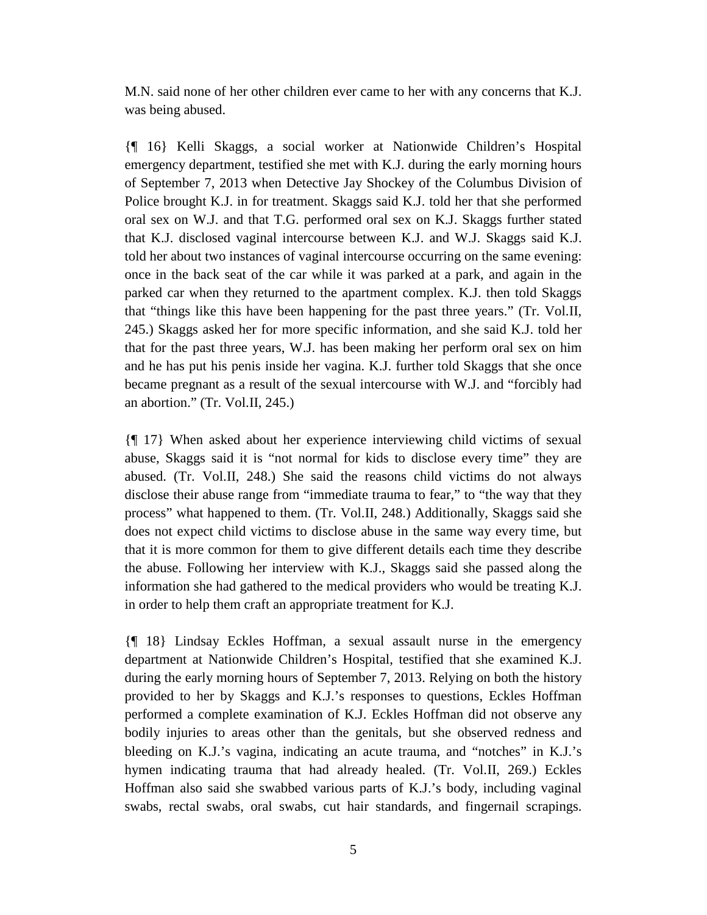M.N. said none of her other children ever came to her with any concerns that K.J. was being abused.

{¶ 16} Kelli Skaggs, a social worker at Nationwide Children's Hospital emergency department, testified she met with K.J. during the early morning hours of September 7, 2013 when Detective Jay Shockey of the Columbus Division of Police brought K.J. in for treatment. Skaggs said K.J. told her that she performed oral sex on W.J. and that T.G. performed oral sex on K.J. Skaggs further stated that K.J. disclosed vaginal intercourse between K.J. and W.J. Skaggs said K.J. told her about two instances of vaginal intercourse occurring on the same evening: once in the back seat of the car while it was parked at a park, and again in the parked car when they returned to the apartment complex. K.J. then told Skaggs that "things like this have been happening for the past three years." (Tr. Vol.II, 245.) Skaggs asked her for more specific information, and she said K.J. told her that for the past three years, W.J. has been making her perform oral sex on him and he has put his penis inside her vagina. K.J. further told Skaggs that she once became pregnant as a result of the sexual intercourse with W.J. and "forcibly had an abortion." (Tr. Vol.II, 245.)

{¶ 17} When asked about her experience interviewing child victims of sexual abuse, Skaggs said it is "not normal for kids to disclose every time" they are abused. (Tr. Vol.II, 248.) She said the reasons child victims do not always disclose their abuse range from "immediate trauma to fear," to "the way that they process" what happened to them. (Tr. Vol.II, 248.) Additionally, Skaggs said she does not expect child victims to disclose abuse in the same way every time, but that it is more common for them to give different details each time they describe the abuse. Following her interview with K.J., Skaggs said she passed along the information she had gathered to the medical providers who would be treating K.J. in order to help them craft an appropriate treatment for K.J.

{¶ 18} Lindsay Eckles Hoffman, a sexual assault nurse in the emergency department at Nationwide Children's Hospital, testified that she examined K.J. during the early morning hours of September 7, 2013. Relying on both the history provided to her by Skaggs and K.J.'s responses to questions, Eckles Hoffman performed a complete examination of K.J. Eckles Hoffman did not observe any bodily injuries to areas other than the genitals, but she observed redness and bleeding on K.J.'s vagina, indicating an acute trauma, and "notches" in K.J.'s hymen indicating trauma that had already healed. (Tr. Vol.II, 269.) Eckles Hoffman also said she swabbed various parts of K.J.'s body, including vaginal swabs, rectal swabs, oral swabs, cut hair standards, and fingernail scrapings.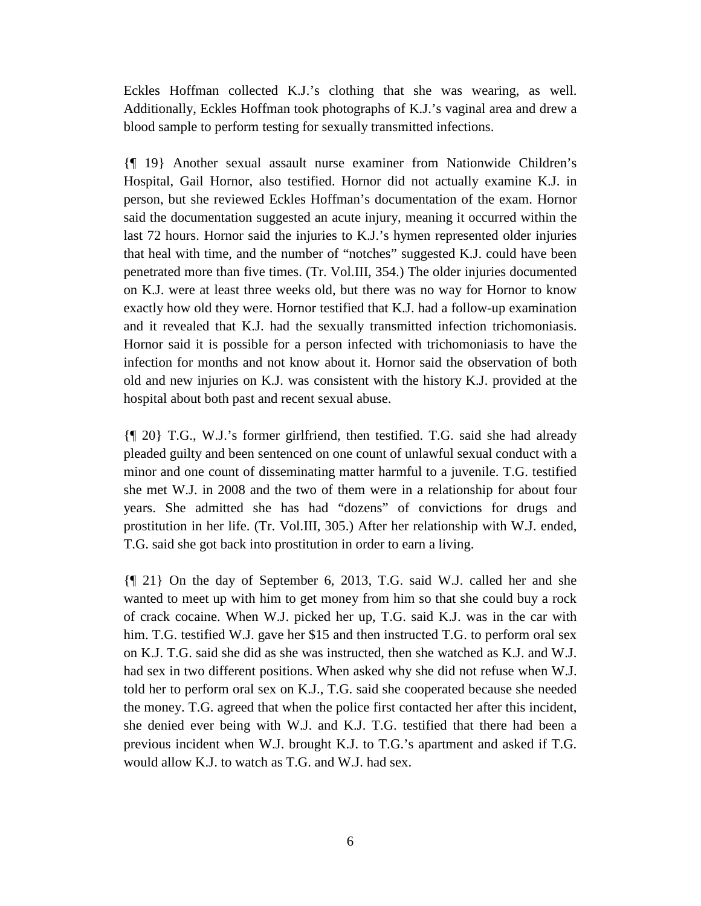Eckles Hoffman collected K.J.'s clothing that she was wearing, as well. Additionally, Eckles Hoffman took photographs of K.J.'s vaginal area and drew a blood sample to perform testing for sexually transmitted infections.

{¶ 19} Another sexual assault nurse examiner from Nationwide Children's Hospital, Gail Hornor, also testified. Hornor did not actually examine K.J. in person, but she reviewed Eckles Hoffman's documentation of the exam. Hornor said the documentation suggested an acute injury, meaning it occurred within the last 72 hours. Hornor said the injuries to K.J.'s hymen represented older injuries that heal with time, and the number of "notches" suggested K.J. could have been penetrated more than five times. (Tr. Vol.III, 354.) The older injuries documented on K.J. were at least three weeks old, but there was no way for Hornor to know exactly how old they were. Hornor testified that K.J. had a follow-up examination and it revealed that K.J. had the sexually transmitted infection trichomoniasis. Hornor said it is possible for a person infected with trichomoniasis to have the infection for months and not know about it. Hornor said the observation of both old and new injuries on K.J. was consistent with the history K.J. provided at the hospital about both past and recent sexual abuse.

{¶ 20} T.G., W.J.'s former girlfriend, then testified. T.G. said she had already pleaded guilty and been sentenced on one count of unlawful sexual conduct with a minor and one count of disseminating matter harmful to a juvenile. T.G. testified she met W.J. in 2008 and the two of them were in a relationship for about four years. She admitted she has had "dozens" of convictions for drugs and prostitution in her life. (Tr. Vol.III, 305.) After her relationship with W.J. ended, T.G. said she got back into prostitution in order to earn a living.

{¶ 21} On the day of September 6, 2013, T.G. said W.J. called her and she wanted to meet up with him to get money from him so that she could buy a rock of crack cocaine. When W.J. picked her up, T.G. said K.J. was in the car with him. T.G. testified W.J. gave her $15 and then instructed T.G. to perform oral sex on K.J. T.G. said she did as she was instructed, then she watched as K.J. and W.J. had sex in two different positions. When asked why she did not refuse when W.J. told her to perform oral sex on K.J., T.G. said she cooperated because she needed the money. T.G. agreed that when the police first contacted her after this incident, she denied ever being with W.J. and K.J. T.G. testified that there had been a previous incident when W.J. brought K.J. to T.G.'s apartment and asked if T.G. would allow K.J. to watch as T.G. and W.J. had sex.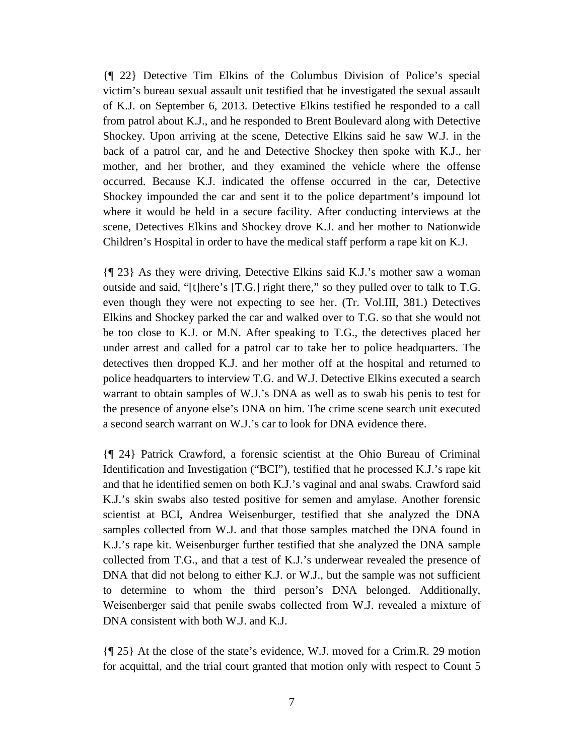{¶ 22} Detective Tim Elkins of the Columbus Division of Police's special victim's bureau sexual assault unit testified that he investigated the sexual assault of K.J. on September 6, 2013. Detective Elkins testified he responded to a call from patrol about K.J., and he responded to Brent Boulevard along with Detective Shockey. Upon arriving at the scene, Detective Elkins said he saw W.J. in the back of a patrol car, and he and Detective Shockey then spoke with K.J., her mother, and her brother, and they examined the vehicle where the offense occurred. Because K.J. indicated the offense occurred in the car, Detective Shockey impounded the car and sent it to the police department's impound lot where it would be held in a secure facility. After conducting interviews at the scene, Detectives Elkins and Shockey drove K.J. and her mother to Nationwide Children's Hospital in order to have the medical staff perform a rape kit on K.J.

{¶ 23} As they were driving, Detective Elkins said K.J.'s mother saw a woman outside and said, "[t]here's [T.G.] right there," so they pulled over to talk to T.G. even though they were not expecting to see her. (Tr. Vol.III, 381.) Detectives Elkins and Shockey parked the car and walked over to T.G. so that she would not be too close to K.J. or M.N. After speaking to T.G., the detectives placed her under arrest and called for a patrol car to take her to police headquarters. The detectives then dropped K.J. and her mother off at the hospital and returned to police headquarters to interview T.G. and W.J. Detective Elkins executed a search warrant to obtain samples of W.J.'s DNA as well as to swab his penis to test for the presence of anyone else's DNA on him. The crime scene search unit executed a second search warrant on W.J.'s car to look for DNA evidence there.

{¶ 24} Patrick Crawford, a forensic scientist at the Ohio Bureau of Criminal Identification and Investigation ("BCI"), testified that he processed K.J.'s rape kit and that he identified semen on both K.J.'s vaginal and anal swabs. Crawford said K.J.'s skin swabs also tested positive for semen and amylase. Another forensic scientist at BCI, Andrea Weisenburger, testified that she analyzed the DNA samples collected from W.J. and that those samples matched the DNA found in K.J.'s rape kit. Weisenburger further testified that she analyzed the DNA sample collected from T.G., and that a test of K.J.'s underwear revealed the presence of DNA that did not belong to either K.J. or W.J., but the sample was not sufficient to determine to whom the third person's DNA belonged. Additionally, Weisenberger said that penile swabs collected from W.J. revealed a mixture of DNA consistent with both W.J. and K.J.

{¶ 25} At the close of the state's evidence, W.J. moved for a Crim.R. 29 motion for acquittal, and the trial court granted that motion only with respect to Count 5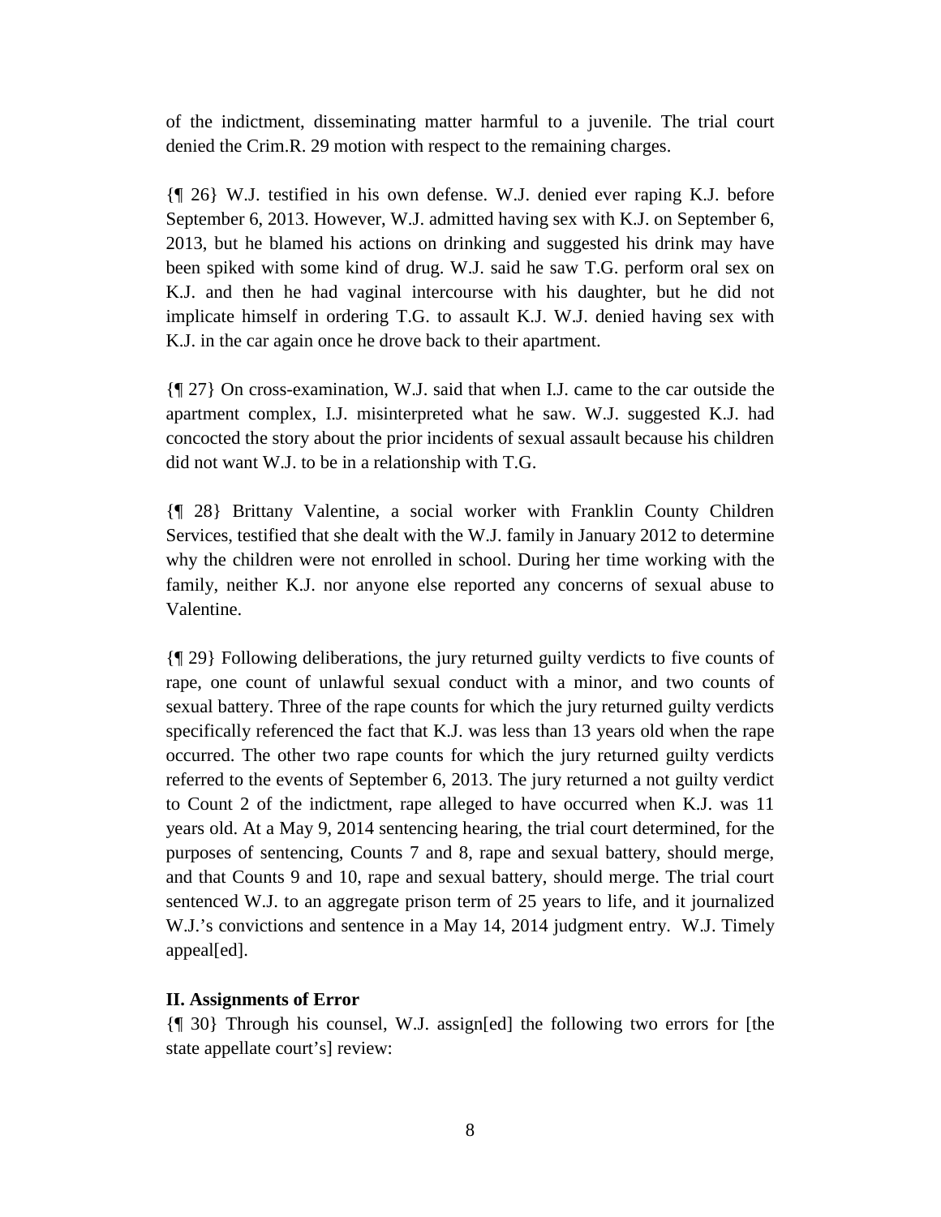of the indictment, disseminating matter harmful to a juvenile. The trial court denied the Crim.R. 29 motion with respect to the remaining charges.

{¶ 26} W.J. testified in his own defense. W.J. denied ever raping K.J. before September 6, 2013. However, W.J. admitted having sex with K.J. on September 6, 2013, but he blamed his actions on drinking and suggested his drink may have been spiked with some kind of drug. W.J. said he saw T.G. perform oral sex on K.J. and then he had vaginal intercourse with his daughter, but he did not implicate himself in ordering T.G. to assault K.J. W.J. denied having sex with K.J. in the car again once he drove back to their apartment.

{¶ 27} On cross-examination, W.J. said that when I.J. came to the car outside the apartment complex, I.J. misinterpreted what he saw. W.J. suggested K.J. had concocted the story about the prior incidents of sexual assault because his children did not want W.J. to be in a relationship with T.G.

{¶ 28} Brittany Valentine, a social worker with Franklin County Children Services, testified that she dealt with the W.J. family in January 2012 to determine why the children were not enrolled in school. During her time working with the family, neither K.J. nor anyone else reported any concerns of sexual abuse to Valentine.

{¶ 29} Following deliberations, the jury returned guilty verdicts to five counts of rape, one count of unlawful sexual conduct with a minor, and two counts of sexual battery. Three of the rape counts for which the jury returned guilty verdicts specifically referenced the fact that K.J. was less than 13 years old when the rape occurred. The other two rape counts for which the jury returned guilty verdicts referred to the events of September 6, 2013. The jury returned a not guilty verdict to Count 2 of the indictment, rape alleged to have occurred when K.J. was 11 years old. At a May 9, 2014 sentencing hearing, the trial court determined, for the purposes of sentencing, Counts 7 and 8, rape and sexual battery, should merge, and that Counts 9 and 10, rape and sexual battery, should merge. The trial court sentenced W.J. to an aggregate prison term of 25 years to life, and it journalized W.J.'s convictions and sentence in a May 14, 2014 judgment entry. W.J. Timely appeal[ed].

**II. Assignments of Error**

{¶ 30} Through his counsel, W.J. assign[ed] the following two errors for [the state appellate court's] review: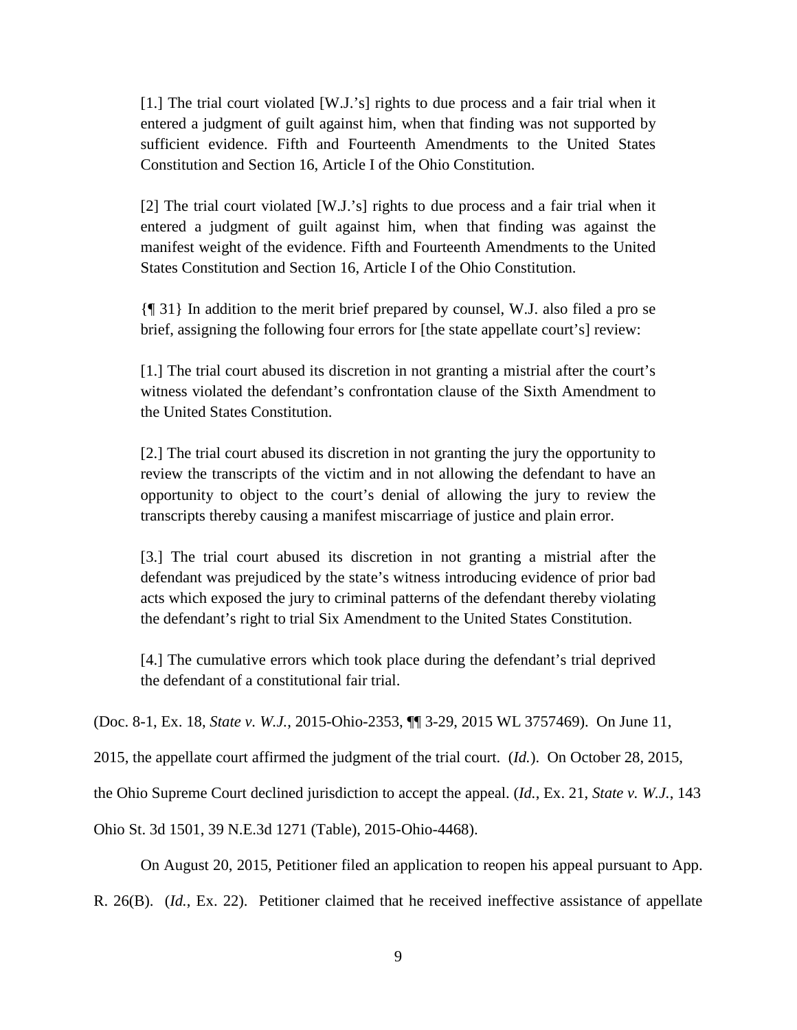> [1.] The trial court violated [W.J.'s] rights to due process and a fair trial when it entered a judgment of guilt against him, when that finding was not supported by sufficient evidence. Fifth and Fourteenth Amendments to the United States Constitution and Section 16, Article I of the Ohio Constitution.
>
> [2] The trial court violated [W.J.'s] rights to due process and a fair trial when it entered a judgment of guilt against him, when that finding was against the manifest weight of the evidence. Fifth and Fourteenth Amendments to the United States Constitution and Section 16, Article I of the Ohio Constitution.
>
> {¶ 31} In addition to the merit brief prepared by counsel, W.J. also filed a pro se brief, assigning the following four errors for [the state appellate court's] review:
>
> [1.] The trial court abused its discretion in not granting a mistrial after the court's witness violated the defendant's confrontation clause of the Sixth Amendment to the United States Constitution.
>
> [2.] The trial court abused its discretion in not granting the jury the opportunity to review the transcripts of the victim and in not allowing the defendant to have an opportunity to object to the court's denial of allowing the jury to review the transcripts thereby causing a manifest miscarriage of justice and plain error.
>
> [3.] The trial court abused its discretion in not granting a mistrial after the defendant was prejudiced by the state's witness introducing evidence of prior bad acts which exposed the jury to criminal patterns of the defendant thereby violating the defendant's right to trial Six Amendment to the United States Constitution.
>
> [4.] The cumulative errors which took place during the defendant's trial deprived the defendant of a constitutional fair trial.

(Doc. 8-1, Ex. 18, *State v. W.J.*, 2015-Ohio-2353, ¶¶ 3-29, 2015 WL 3757469). On June 11, 2015, the appellate court affirmed the judgment of the trial court. (*Id.*). On October 28, 2015, the Ohio Supreme Court declined jurisdiction to accept the appeal. (*Id.*, Ex. 21, *State v. W.J.*, 143 Ohio St. 3d 1501, 39 N.E.3d 1271 (Table), 2015-Ohio-4468).

On August 20, 2015, Petitioner filed an application to reopen his appeal pursuant to App. R. 26(B). (*Id.*, Ex. 22). Petitioner claimed that he received ineffective assistance of appellate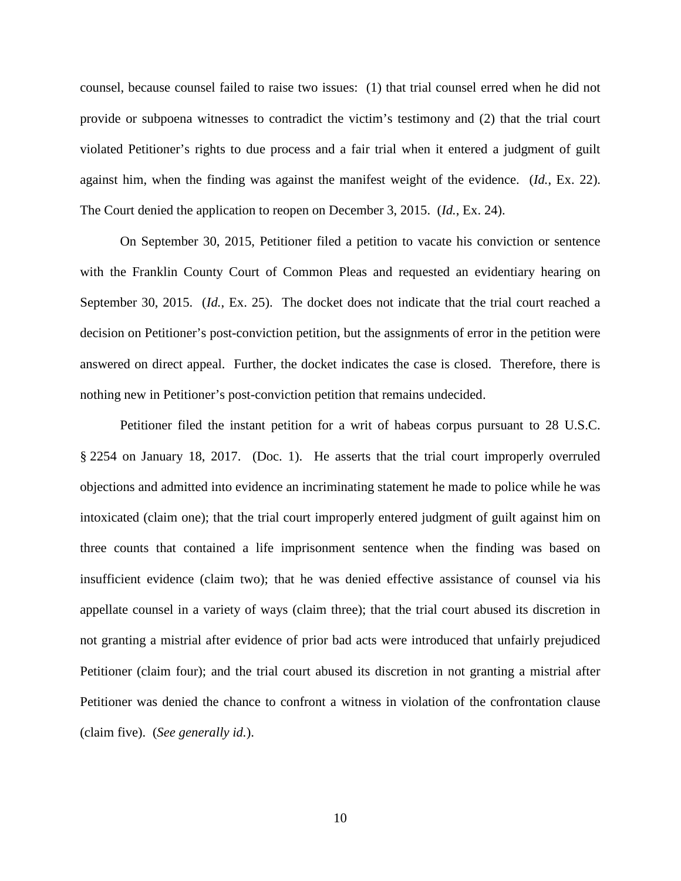counsel, because counsel failed to raise two issues: (1) that trial counsel erred when he did not provide or subpoena witnesses to contradict the victim's testimony and (2) that the trial court violated Petitioner's rights to due process and a fair trial when it entered a judgment of guilt against him, when the finding was against the manifest weight of the evidence. (*Id.*, Ex. 22). The Court denied the application to reopen on December 3, 2015. (*Id.*, Ex. 24).

On September 30, 2015, Petitioner filed a petition to vacate his conviction or sentence with the Franklin County Court of Common Pleas and requested an evidentiary hearing on September 30, 2015. (*Id.*, Ex. 25). The docket does not indicate that the trial court reached a decision on Petitioner's post-conviction petition, but the assignments of error in the petition were answered on direct appeal. Further, the docket indicates the case is closed. Therefore, there is nothing new in Petitioner's post-conviction petition that remains undecided.

Petitioner filed the instant petition for a writ of habeas corpus pursuant to 28 U.S.C. § 2254 on January 18, 2017. (Doc. 1). He asserts that the trial court improperly overruled objections and admitted into evidence an incriminating statement he made to police while he was intoxicated (claim one); that the trial court improperly entered judgment of guilt against him on three counts that contained a life imprisonment sentence when the finding was based on insufficient evidence (claim two); that he was denied effective assistance of counsel via his appellate counsel in a variety of ways (claim three); that the trial court abused its discretion in not granting a mistrial after evidence of prior bad acts were introduced that unfairly prejudiced Petitioner (claim four); and the trial court abused its discretion in not granting a mistrial after Petitioner was denied the chance to confront a witness in violation of the confrontation clause (claim five). (*See generally id.*).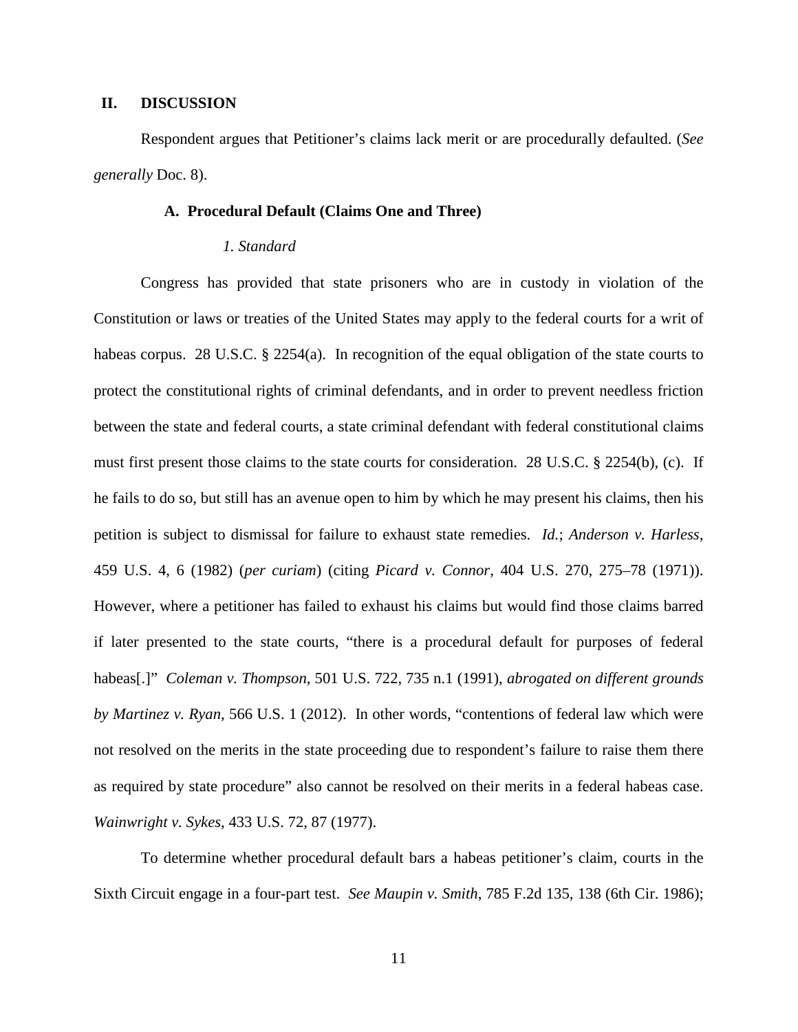## II. DISCUSSION

Respondent argues that Petitioner's claims lack merit or are procedurally defaulted. (*See generally* Doc. 8).

### A. Procedural Default (Claims One and Three)

#### *1. Standard*

Congress has provided that state prisoners who are in custody in violation of the Constitution or laws or treaties of the United States may apply to the federal courts for a writ of habeas corpus. 28 U.S.C. § 2254(a). In recognition of the equal obligation of the state courts to protect the constitutional rights of criminal defendants, and in order to prevent needless friction between the state and federal courts, a state criminal defendant with federal constitutional claims must first present those claims to the state courts for consideration. 28 U.S.C. § 2254(b), (c). If he fails to do so, but still has an avenue open to him by which he may present his claims, then his petition is subject to dismissal for failure to exhaust state remedies. *Id.*; *Anderson v. Harless*, 459 U.S. 4, 6 (1982) (*per curiam*) (citing *Picard v. Connor*, 404 U.S. 270, 275–78 (1971)). However, where a petitioner has failed to exhaust his claims but would find those claims barred if later presented to the state courts, "there is a procedural default for purposes of federal habeas[.]" *Coleman v. Thompson*, 501 U.S. 722, 735 n.1 (1991), *abrogated on different grounds by Martinez v. Ryan*, 566 U.S. 1 (2012). In other words, "contentions of federal law which were not resolved on the merits in the state proceeding due to respondent's failure to raise them there as required by state procedure" also cannot be resolved on their merits in a federal habeas case. *Wainwright v. Sykes*, 433 U.S. 72, 87 (1977).

To determine whether procedural default bars a habeas petitioner's claim, courts in the Sixth Circuit engage in a four-part test. *See Maupin v. Smith*, 785 F.2d 135, 138 (6th Cir. 1986);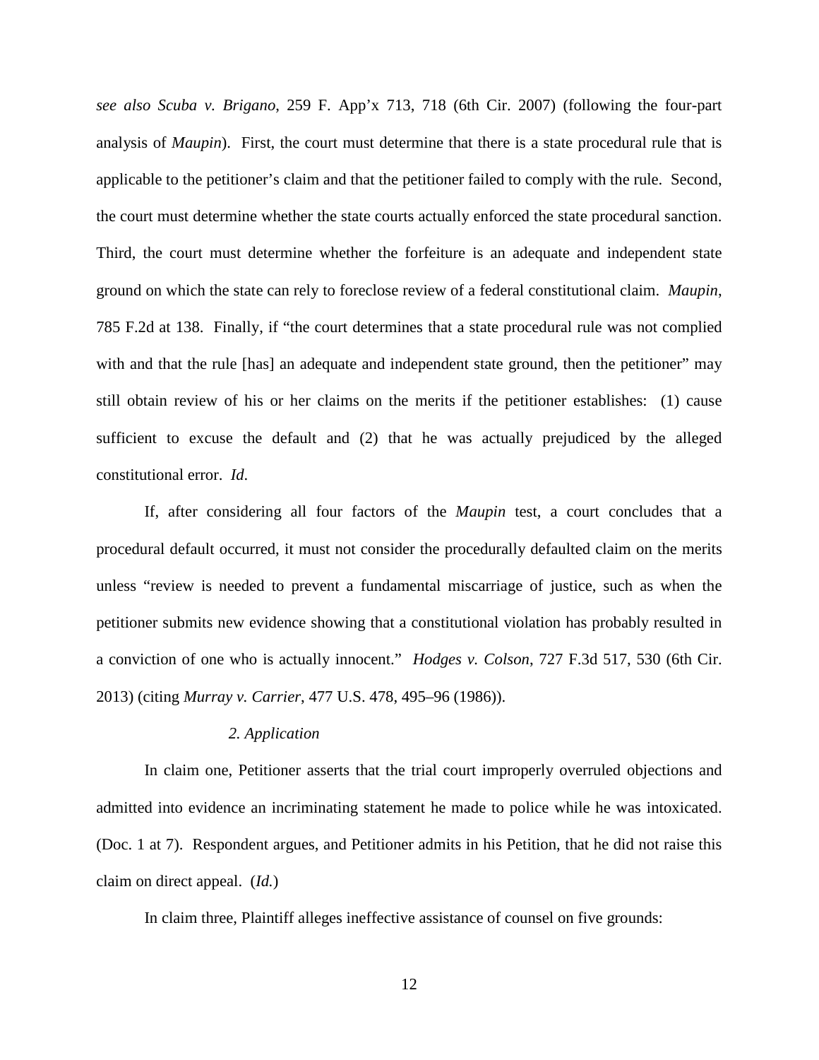*see also Scuba v. Brigano*, 259 F. App'x 713, 718 (6th Cir. 2007) (following the four-part analysis of *Maupin*). First, the court must determine that there is a state procedural rule that is applicable to the petitioner's claim and that the petitioner failed to comply with the rule. Second, the court must determine whether the state courts actually enforced the state procedural sanction. Third, the court must determine whether the forfeiture is an adequate and independent state ground on which the state can rely to foreclose review of a federal constitutional claim. *Maupin*, 785 F.2d at 138. Finally, if "the court determines that a state procedural rule was not complied with and that the rule [has] an adequate and independent state ground, then the petitioner" may still obtain review of his or her claims on the merits if the petitioner establishes: (1) cause sufficient to excuse the default and (2) that he was actually prejudiced by the alleged constitutional error. *Id*.

If, after considering all four factors of the *Maupin* test, a court concludes that a procedural default occurred, it must not consider the procedurally defaulted claim on the merits unless "review is needed to prevent a fundamental miscarriage of justice, such as when the petitioner submits new evidence showing that a constitutional violation has probably resulted in a conviction of one who is actually innocent." *Hodges v. Colson*, 727 F.3d 517, 530 (6th Cir. 2013) (citing *Murray v. Carrier*, 477 U.S. 478, 495–96 (1986)).

*2. Application*

In claim one, Petitioner asserts that the trial court improperly overruled objections and admitted into evidence an incriminating statement he made to police while he was intoxicated. (Doc. 1 at 7). Respondent argues, and Petitioner admits in his Petition, that he did not raise this claim on direct appeal. (*Id.*)

In claim three, Plaintiff alleges ineffective assistance of counsel on five grounds: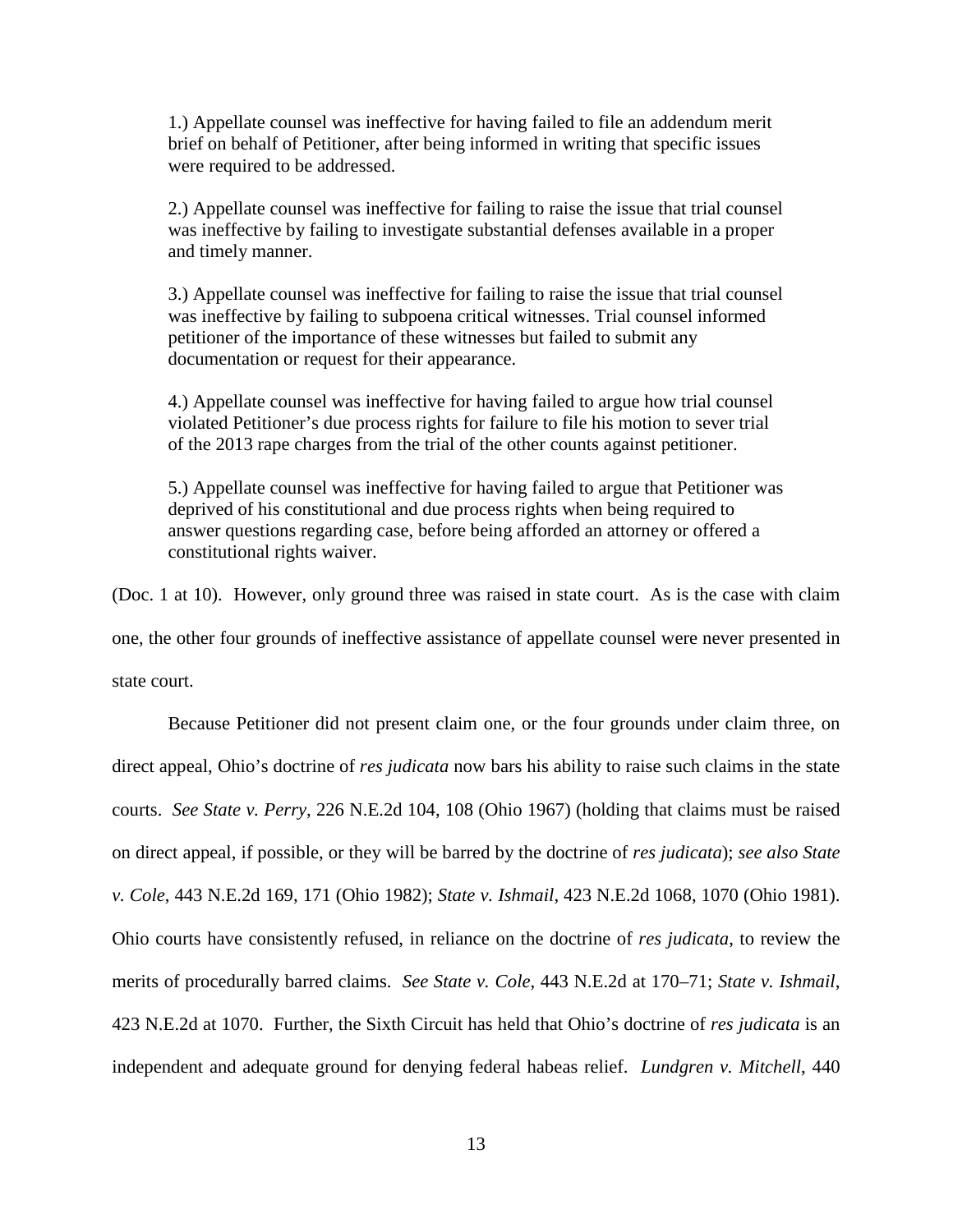> 1.) Appellate counsel was ineffective for having failed to file an addendum merit brief on behalf of Petitioner, after being informed in writing that specific issues were required to be addressed.
>
> 2.) Appellate counsel was ineffective for failing to raise the issue that trial counsel was ineffective by failing to investigate substantial defenses available in a proper and timely manner.
>
> 3.) Appellate counsel was ineffective for failing to raise the issue that trial counsel was ineffective by failing to subpoena critical witnesses. Trial counsel informed petitioner of the importance of these witnesses but failed to submit any documentation or request for their appearance.
>
> 4.) Appellate counsel was ineffective for having failed to argue how trial counsel violated Petitioner's due process rights for failure to file his motion to sever trial of the 2013 rape charges from the trial of the other counts against petitioner.
>
> 5.) Appellate counsel was ineffective for having failed to argue that Petitioner was deprived of his constitutional and due process rights when being required to answer questions regarding case, before being afforded an attorney or offered a constitutional rights waiver.

(Doc. 1 at 10). However, only ground three was raised in state court. As is the case with claim one, the other four grounds of ineffective assistance of appellate counsel were never presented in state court.

Because Petitioner did not present claim one, or the four grounds under claim three, on direct appeal, Ohio's doctrine of *res judicata* now bars his ability to raise such claims in the state courts. *See State v. Perry*, 226 N.E.2d 104, 108 (Ohio 1967) (holding that claims must be raised on direct appeal, if possible, or they will be barred by the doctrine of *res judicata*); *see also State v. Cole*, 443 N.E.2d 169, 171 (Ohio 1982); *State v. Ishmail*, 423 N.E.2d 1068, 1070 (Ohio 1981). Ohio courts have consistently refused, in reliance on the doctrine of *res judicata*, to review the merits of procedurally barred claims. *See State v. Cole*, 443 N.E.2d at 170–71; *State v. Ishmail*, 423 N.E.2d at 1070. Further, the Sixth Circuit has held that Ohio's doctrine of *res judicata* is an independent and adequate ground for denying federal habeas relief. *Lundgren v. Mitchell*, 440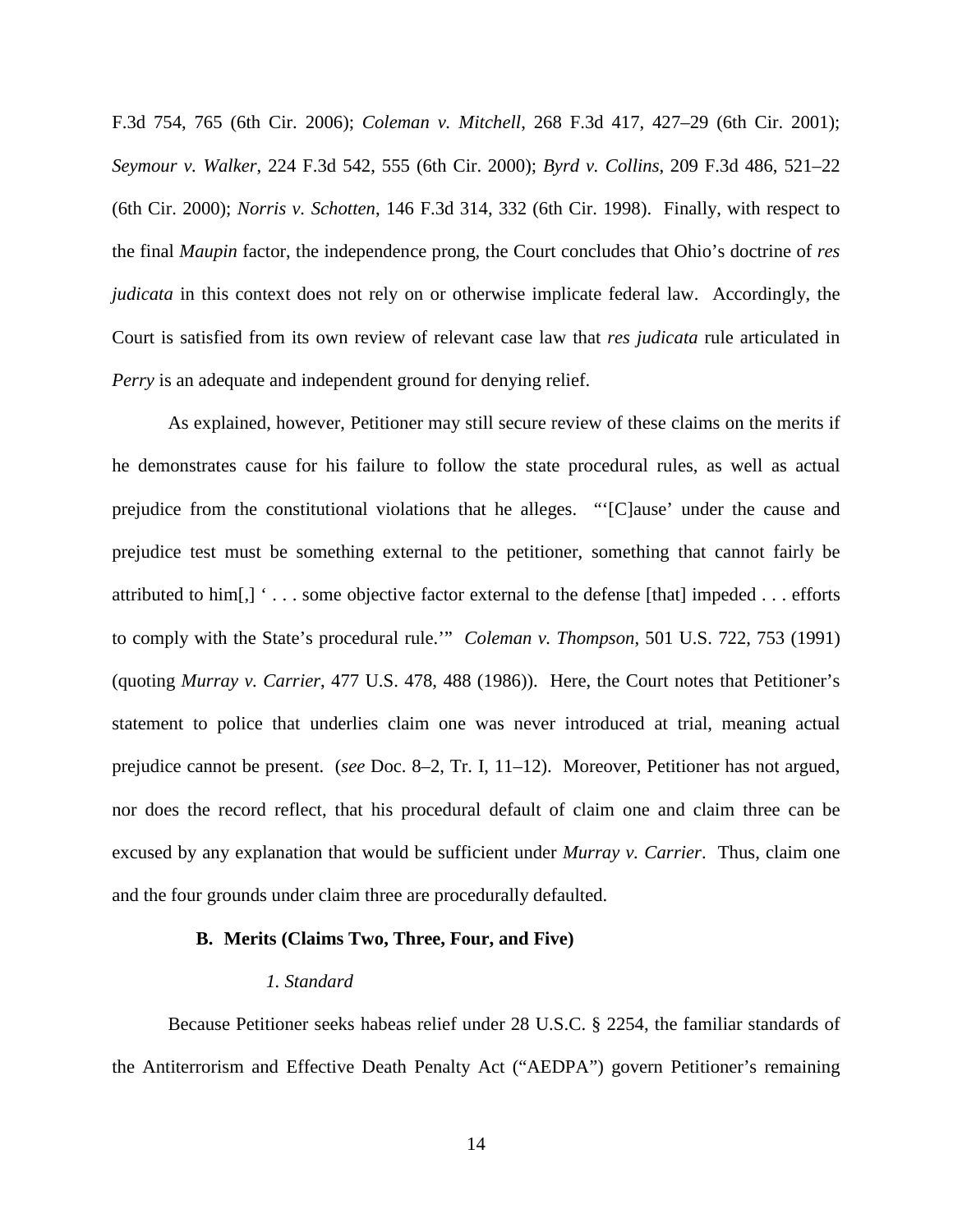F.3d 754, 765 (6th Cir. 2006); *Coleman v. Mitchell*, 268 F.3d 417, 427–29 (6th Cir. 2001); *Seymour v. Walker*, 224 F.3d 542, 555 (6th Cir. 2000); *Byrd v. Collins*, 209 F.3d 486, 521–22 (6th Cir. 2000); *Norris v. Schotten*, 146 F.3d 314, 332 (6th Cir. 1998). Finally, with respect to the final *Maupin* factor, the independence prong, the Court concludes that Ohio's doctrine of *res judicata* in this context does not rely on or otherwise implicate federal law. Accordingly, the Court is satisfied from its own review of relevant case law that *res judicata* rule articulated in *Perry* is an adequate and independent ground for denying relief.

As explained, however, Petitioner may still secure review of these claims on the merits if he demonstrates cause for his failure to follow the state procedural rules, as well as actual prejudice from the constitutional violations that he alleges. "'[C]ause' under the cause and prejudice test must be something external to the petitioner, something that cannot fairly be attributed to him[,] ' . . . some objective factor external to the defense [that] impeded . . . efforts to comply with the State's procedural rule.'" *Coleman v. Thompson*, 501 U.S. 722, 753 (1991) (quoting *Murray v. Carrier*, 477 U.S. 478, 488 (1986)). Here, the Court notes that Petitioner's statement to police that underlies claim one was never introduced at trial, meaning actual prejudice cannot be present. (*see* Doc. 8–2, Tr. I, 11–12). Moreover, Petitioner has not argued, nor does the record reflect, that his procedural default of claim one and claim three can be excused by any explanation that would be sufficient under *Murray v. Carrier*. Thus, claim one and the four grounds under claim three are procedurally defaulted.

### B. Merits (Claims Two, Three, Four, and Five)

#### *1. Standard*

Because Petitioner seeks habeas relief under 28 U.S.C. § 2254, the familiar standards of the Antiterrorism and Effective Death Penalty Act ("AEDPA") govern Petitioner's remaining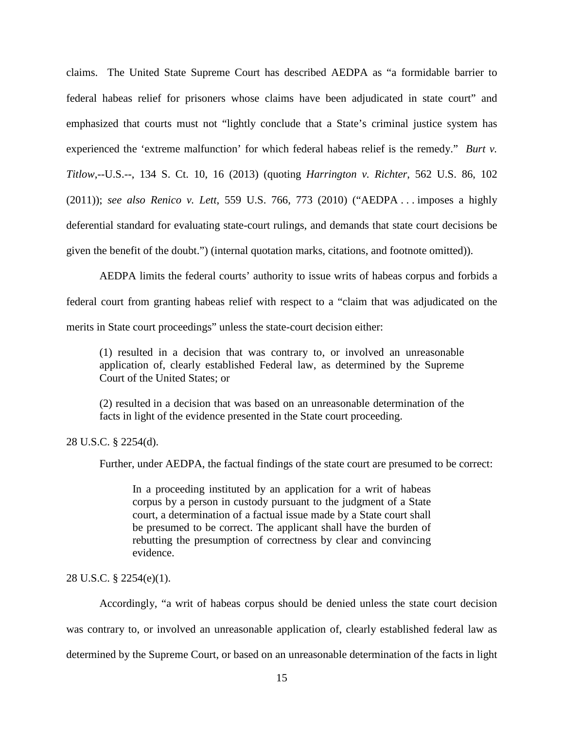claims. The United State Supreme Court has described AEDPA as "a formidable barrier to federal habeas relief for prisoners whose claims have been adjudicated in state court" and emphasized that courts must not "lightly conclude that a State's criminal justice system has experienced the 'extreme malfunction' for which federal habeas relief is the remedy." *Burt v. Titlow*,--U.S.--, 134 S. Ct. 10, 16 (2013) (quoting *Harrington v. Richter*, 562 U.S. 86, 102 (2011)); *see also Renico v. Lett*, 559 U.S. 766, 773 (2010) ("AEDPA . . . imposes a highly deferential standard for evaluating state-court rulings, and demands that state court decisions be given the benefit of the doubt.") (internal quotation marks, citations, and footnote omitted)).

AEDPA limits the federal courts' authority to issue writs of habeas corpus and forbids a federal court from granting habeas relief with respect to a "claim that was adjudicated on the merits in State court proceedings" unless the state-court decision either:

> (1) resulted in a decision that was contrary to, or involved an unreasonable application of, clearly established Federal law, as determined by the Supreme Court of the United States; or
>
> (2) resulted in a decision that was based on an unreasonable determination of the facts in light of the evidence presented in the State court proceeding.

28 U.S.C. § 2254(d).

Further, under AEDPA, the factual findings of the state court are presumed to be correct:

> In a proceeding instituted by an application for a writ of habeas corpus by a person in custody pursuant to the judgment of a State court, a determination of a factual issue made by a State court shall be presumed to be correct. The applicant shall have the burden of rebutting the presumption of correctness by clear and convincing evidence.

28 U.S.C. § 2254(e)(1).

Accordingly, "a writ of habeas corpus should be denied unless the state court decision was contrary to, or involved an unreasonable application of, clearly established federal law as determined by the Supreme Court, or based on an unreasonable determination of the facts in light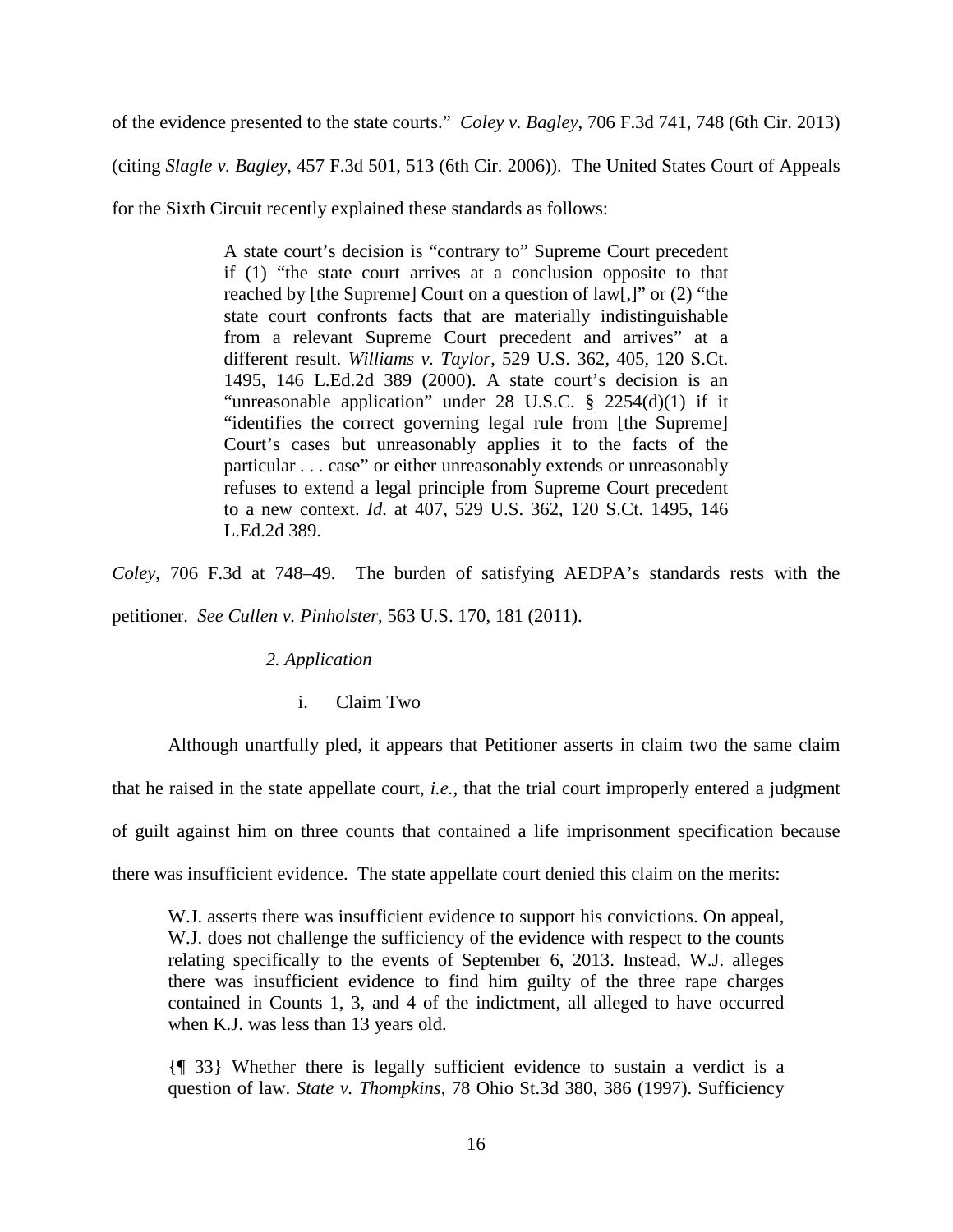of the evidence presented to the state courts." *Coley v. Bagley*, 706 F.3d 741, 748 (6th Cir. 2013) (citing *Slagle v. Bagley*, 457 F.3d 501, 513 (6th Cir. 2006)). The United States Court of Appeals for the Sixth Circuit recently explained these standards as follows:

> A state court's decision is "contrary to" Supreme Court precedent if (1) "the state court arrives at a conclusion opposite to that reached by [the Supreme] Court on a question of law[,]" or (2) "the state court confronts facts that are materially indistinguishable from a relevant Supreme Court precedent and arrives" at a different result. *Williams v. Taylor*, 529 U.S. 362, 405, 120 S.Ct. 1495, 146 L.Ed.2d 389 (2000). A state court's decision is an "unreasonable application" under 28 U.S.C. § 2254(d)(1) if it "identifies the correct governing legal rule from [the Supreme] Court's cases but unreasonably applies it to the facts of the particular . . . case" or either unreasonably extends or unreasonably refuses to extend a legal principle from Supreme Court precedent to a new context. *Id*. at 407, 529 U.S. 362, 120 S.Ct. 1495, 146 L.Ed.2d 389.

*Coley*, 706 F.3d at 748–49. The burden of satisfying AEDPA's standards rests with the petitioner. *See Cullen v. Pinholster*, 563 U.S. 170, 181 (2011).

*2. Application*

i. Claim Two

Although unartfully pled, it appears that Petitioner asserts in claim two the same claim that he raised in the state appellate court, *i.e.*, that the trial court improperly entered a judgment of guilt against him on three counts that contained a life imprisonment specification because there was insufficient evidence. The state appellate court denied this claim on the merits:

> W.J. asserts there was insufficient evidence to support his convictions. On appeal, W.J. does not challenge the sufficiency of the evidence with respect to the counts relating specifically to the events of September 6, 2013. Instead, W.J. alleges there was insufficient evidence to find him guilty of the three rape charges contained in Counts 1, 3, and 4 of the indictment, all alleged to have occurred when K.J. was less than 13 years old.
>
> {¶ 33} Whether there is legally sufficient evidence to sustain a verdict is a question of law. *State v. Thompkins*, 78 Ohio St.3d 380, 386 (1997). Sufficiency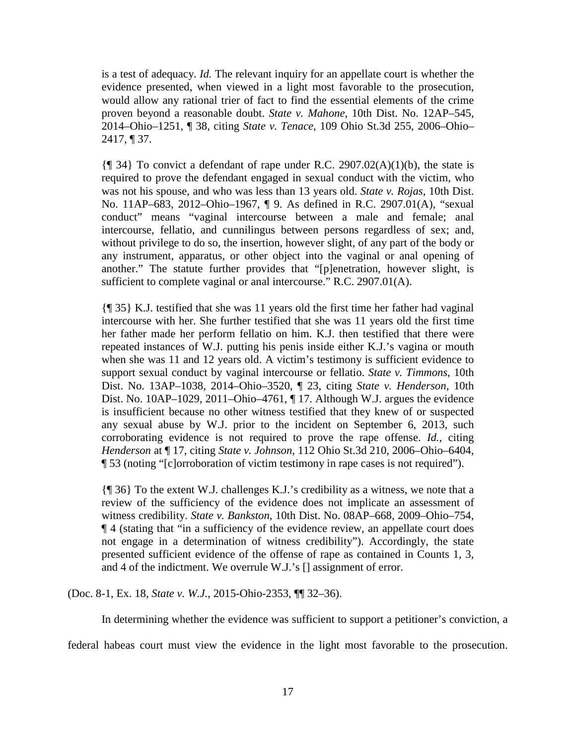is a test of adequacy. *Id.* The relevant inquiry for an appellate court is whether the evidence presented, when viewed in a light most favorable to the prosecution, would allow any rational trier of fact to find the essential elements of the crime proven beyond a reasonable doubt. *State v. Mahone*, 10th Dist. No. 12AP–545, 2014–Ohio–1251, ¶ 38, citing *State v. Tenace*, 109 Ohio St.3d 255, 2006–Ohio–2417, ¶ 37.

{¶ 34} To convict a defendant of rape under R.C. 2907.02(A)(1)(b), the state is required to prove the defendant engaged in sexual conduct with the victim, who was not his spouse, and who was less than 13 years old. *State v. Rojas*, 10th Dist. No. 11AP–683, 2012–Ohio–1967, ¶ 9. As defined in R.C. 2907.01(A), "sexual conduct" means "vaginal intercourse between a male and female; anal intercourse, fellatio, and cunnilingus between persons regardless of sex; and, without privilege to do so, the insertion, however slight, of any part of the body or any instrument, apparatus, or other object into the vaginal or anal opening of another." The statute further provides that "[p]enetration, however slight, is sufficient to complete vaginal or anal intercourse." R.C. 2907.01(A).

{¶ 35} K.J. testified that she was 11 years old the first time her father had vaginal intercourse with her. She further testified that she was 11 years old the first time her father made her perform fellatio on him. K.J. then testified that there were repeated instances of W.J. putting his penis inside either K.J.'s vagina or mouth when she was 11 and 12 years old. A victim's testimony is sufficient evidence to support sexual conduct by vaginal intercourse or fellatio. *State v. Timmons*, 10th Dist. No. 13AP–1038, 2014–Ohio–3520, ¶ 23, citing *State v. Henderson*, 10th Dist. No. 10AP–1029, 2011–Ohio–4761, ¶ 17. Although W.J. argues the evidence is insufficient because no other witness testified that they knew of or suspected any sexual abuse by W.J. prior to the incident on September 6, 2013, such corroborating evidence is not required to prove the rape offense. *Id.*, citing *Henderson* at ¶ 17, citing *State v. Johnson*, 112 Ohio St.3d 210, 2006–Ohio–6404, ¶ 53 (noting "[c]orroboration of victim testimony in rape cases is not required").

{¶ 36} To the extent W.J. challenges K.J.'s credibility as a witness, we note that a review of the sufficiency of the evidence does not implicate an assessment of witness credibility. *State v. Bankston*, 10th Dist. No. 08AP–668, 2009–Ohio–754, ¶ 4 (stating that "in a sufficiency of the evidence review, an appellate court does not engage in a determination of witness credibility"). Accordingly, the state presented sufficient evidence of the offense of rape as contained in Counts 1, 3, and 4 of the indictment. We overrule W.J.'s [] assignment of error.

(Doc. 8-1, Ex. 18, *State v. W.J.*, 2015-Ohio-2353, ¶¶ 32–36).

In determining whether the evidence was sufficient to support a petitioner's conviction, a federal habeas court must view the evidence in the light most favorable to the prosecution.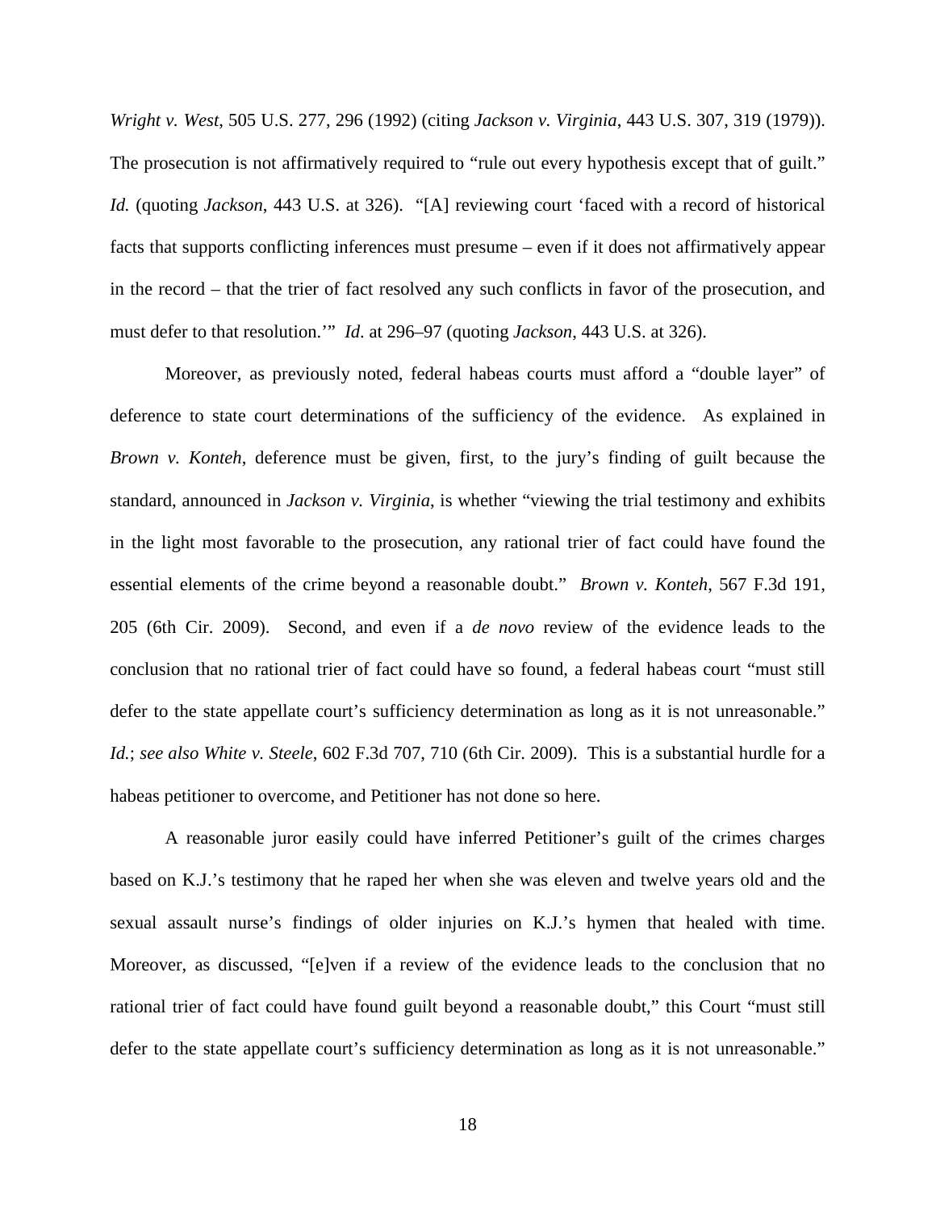*Wright v. West*, 505 U.S. 277, 296 (1992) (citing *Jackson v. Virginia*, 443 U.S. 307, 319 (1979)). The prosecution is not affirmatively required to "rule out every hypothesis except that of guilt." *Id.* (quoting *Jackson*, 443 U.S. at 326). "[A] reviewing court 'faced with a record of historical facts that supports conflicting inferences must presume – even if it does not affirmatively appear in the record – that the trier of fact resolved any such conflicts in favor of the prosecution, and must defer to that resolution.'" *Id*. at 296–97 (quoting *Jackson*, 443 U.S. at 326).

Moreover, as previously noted, federal habeas courts must afford a "double layer" of deference to state court determinations of the sufficiency of the evidence. As explained in *Brown v. Konteh*, deference must be given, first, to the jury's finding of guilt because the standard, announced in *Jackson v. Virginia*, is whether "viewing the trial testimony and exhibits in the light most favorable to the prosecution, any rational trier of fact could have found the essential elements of the crime beyond a reasonable doubt." *Brown v. Konteh*, 567 F.3d 191, 205 (6th Cir. 2009). Second, and even if a *de novo* review of the evidence leads to the conclusion that no rational trier of fact could have so found, a federal habeas court "must still defer to the state appellate court's sufficiency determination as long as it is not unreasonable." *Id.*; *see also White v. Steele*, 602 F.3d 707, 710 (6th Cir. 2009). This is a substantial hurdle for a habeas petitioner to overcome, and Petitioner has not done so here.

A reasonable juror easily could have inferred Petitioner's guilt of the crimes charges based on K.J.'s testimony that he raped her when she was eleven and twelve years old and the sexual assault nurse's findings of older injuries on K.J.'s hymen that healed with time. Moreover, as discussed, "[e]ven if a review of the evidence leads to the conclusion that no rational trier of fact could have found guilt beyond a reasonable doubt," this Court "must still defer to the state appellate court's sufficiency determination as long as it is not unreasonable."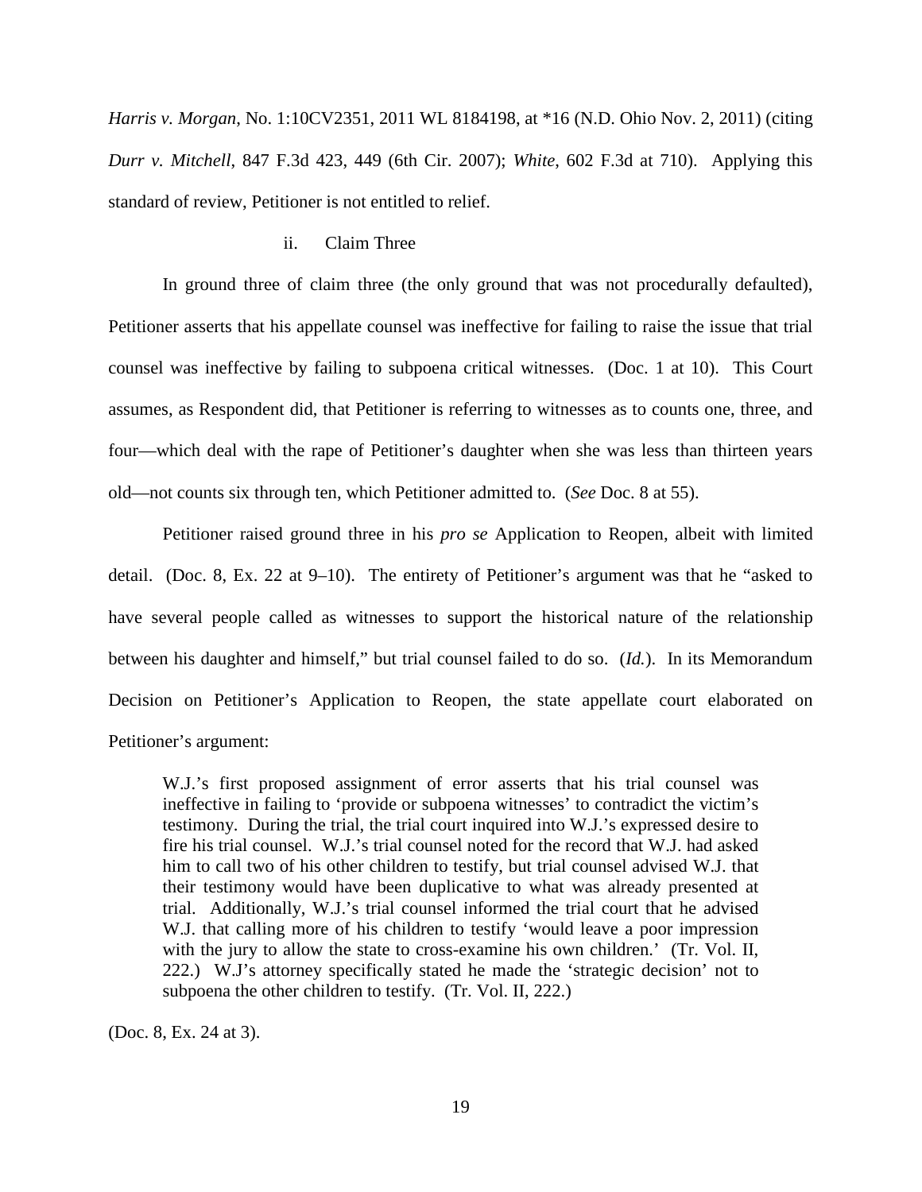*Harris v. Morgan*, No. 1:10CV2351, 2011 WL 8184198, at *16 (N.D. Ohio Nov. 2, 2011) (citing *Durr v. Mitchell*, 847 F.3d 423, 449 (6th Cir. 2007); *White*, 602 F.3d at 710). Applying this standard of review, Petitioner is not entitled to relief.

ii. Claim Three

In ground three of claim three (the only ground that was not procedurally defaulted), Petitioner asserts that his appellate counsel was ineffective for failing to raise the issue that trial counsel was ineffective by failing to subpoena critical witnesses. (Doc. 1 at 10). This Court assumes, as Respondent did, that Petitioner is referring to witnesses as to counts one, three, and four—which deal with the rape of Petitioner's daughter when she was less than thirteen years old—not counts six through ten, which Petitioner admitted to. (*See* Doc. 8 at 55).

Petitioner raised ground three in his *pro se* Application to Reopen, albeit with limited detail. (Doc. 8, Ex. 22 at 9–10). The entirety of Petitioner's argument was that he "asked to have several people called as witnesses to support the historical nature of the relationship between his daughter and himself," but trial counsel failed to do so. (*Id.*). In its Memorandum Decision on Petitioner's Application to Reopen, the state appellate court elaborated on Petitioner's argument:

> W.J.'s first proposed assignment of error asserts that his trial counsel was ineffective in failing to 'provide or subpoena witnesses' to contradict the victim's testimony. During the trial, the trial court inquired into W.J.'s expressed desire to fire his trial counsel. W.J.'s trial counsel noted for the record that W.J. had asked him to call two of his other children to testify, but trial counsel advised W.J. that their testimony would have been duplicative to what was already presented at trial. Additionally, W.J.'s trial counsel informed the trial court that he advised W.J. that calling more of his children to testify 'would leave a poor impression with the jury to allow the state to cross-examine his own children.' (Tr. Vol. II, 222.) W.J's attorney specifically stated he made the 'strategic decision' not to subpoena the other children to testify. (Tr. Vol. II, 222.)

(Doc. 8, Ex. 24 at 3).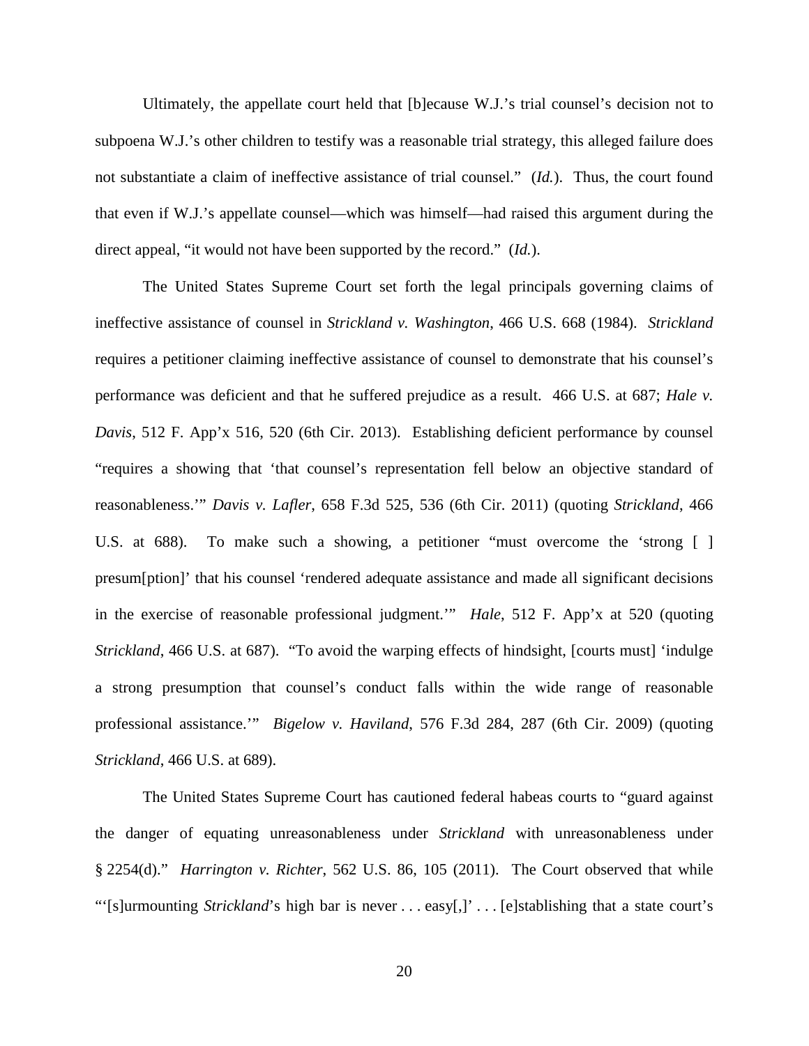Ultimately, the appellate court held that [b]ecause W.J.'s trial counsel's decision not to subpoena W.J.'s other children to testify was a reasonable trial strategy, this alleged failure does not substantiate a claim of ineffective assistance of trial counsel." (*Id.*). Thus, the court found that even if W.J.'s appellate counsel—which was himself—had raised this argument during the direct appeal, "it would not have been supported by the record." (*Id.*).

The United States Supreme Court set forth the legal principals governing claims of ineffective assistance of counsel in *Strickland v. Washington*, 466 U.S. 668 (1984). *Strickland* requires a petitioner claiming ineffective assistance of counsel to demonstrate that his counsel's performance was deficient and that he suffered prejudice as a result. 466 U.S. at 687; *Hale v. Davis*, 512 F. App'x 516, 520 (6th Cir. 2013). Establishing deficient performance by counsel "requires a showing that 'that counsel's representation fell below an objective standard of reasonableness.'" *Davis v. Lafler*, 658 F.3d 525, 536 (6th Cir. 2011) (quoting *Strickland*, 466 U.S. at 688). To make such a showing, a petitioner "must overcome the 'strong [ ] presum[ption]' that his counsel 'rendered adequate assistance and made all significant decisions in the exercise of reasonable professional judgment.'" *Hale*, 512 F. App'x at 520 (quoting *Strickland*, 466 U.S. at 687). "To avoid the warping effects of hindsight, [courts must] 'indulge a strong presumption that counsel's conduct falls within the wide range of reasonable professional assistance.'" *Bigelow v. Haviland*, 576 F.3d 284, 287 (6th Cir. 2009) (quoting *Strickland*, 466 U.S. at 689).

The United States Supreme Court has cautioned federal habeas courts to "guard against the danger of equating unreasonableness under *Strickland* with unreasonableness under § 2254(d)." *Harrington v. Richter*, 562 U.S. 86, 105 (2011). The Court observed that while "'[s]urmounting *Strickland*'s high bar is never . . . easy[,]' . . . [e]stablishing that a state court's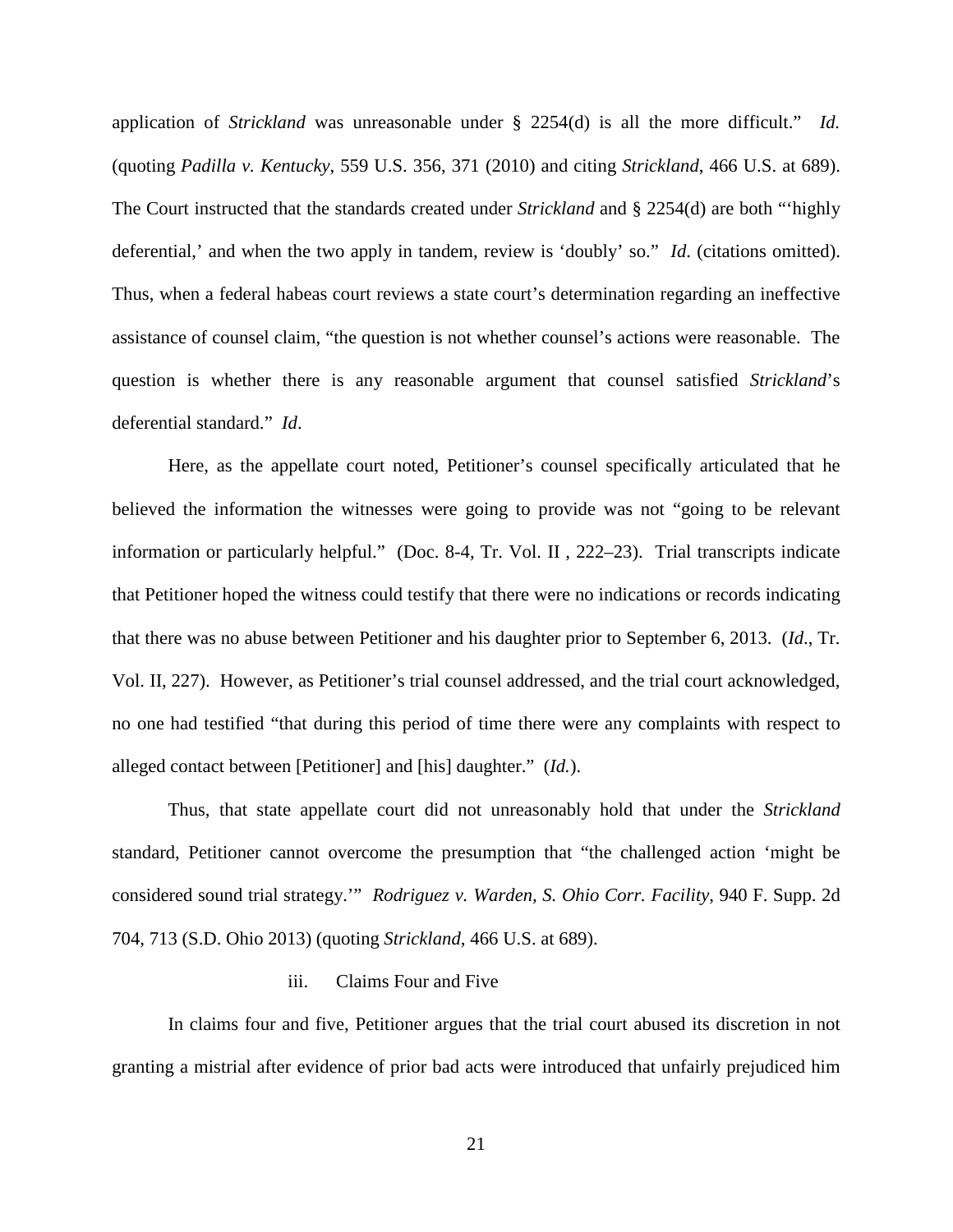application of *Strickland* was unreasonable under § 2254(d) is all the more difficult." *Id.* (quoting *Padilla v. Kentucky*, 559 U.S. 356, 371 (2010) and citing *Strickland*, 466 U.S. at 689). The Court instructed that the standards created under *Strickland* and § 2254(d) are both "'highly deferential,' and when the two apply in tandem, review is 'doubly' so." *Id*. (citations omitted). Thus, when a federal habeas court reviews a state court's determination regarding an ineffective assistance of counsel claim, "the question is not whether counsel's actions were reasonable. The question is whether there is any reasonable argument that counsel satisfied *Strickland*'s deferential standard." *Id*.

Here, as the appellate court noted, Petitioner's counsel specifically articulated that he believed the information the witnesses were going to provide was not "going to be relevant information or particularly helpful." (Doc. 8-4, Tr. Vol. II , 222–23). Trial transcripts indicate that Petitioner hoped the witness could testify that there were no indications or records indicating that there was no abuse between Petitioner and his daughter prior to September 6, 2013. (*Id*., Tr. Vol. II, 227). However, as Petitioner's trial counsel addressed, and the trial court acknowledged, no one had testified "that during this period of time there were any complaints with respect to alleged contact between [Petitioner] and [his] daughter." (*Id.*).

Thus, that state appellate court did not unreasonably hold that under the *Strickland* standard, Petitioner cannot overcome the presumption that "the challenged action 'might be considered sound trial strategy.'" *Rodriguez v. Warden, S. Ohio Corr. Facility*, 940 F. Supp. 2d 704, 713 (S.D. Ohio 2013) (quoting *Strickland*, 466 U.S. at 689).

iii. Claims Four and Five

In claims four and five, Petitioner argues that the trial court abused its discretion in not granting a mistrial after evidence of prior bad acts were introduced that unfairly prejudiced him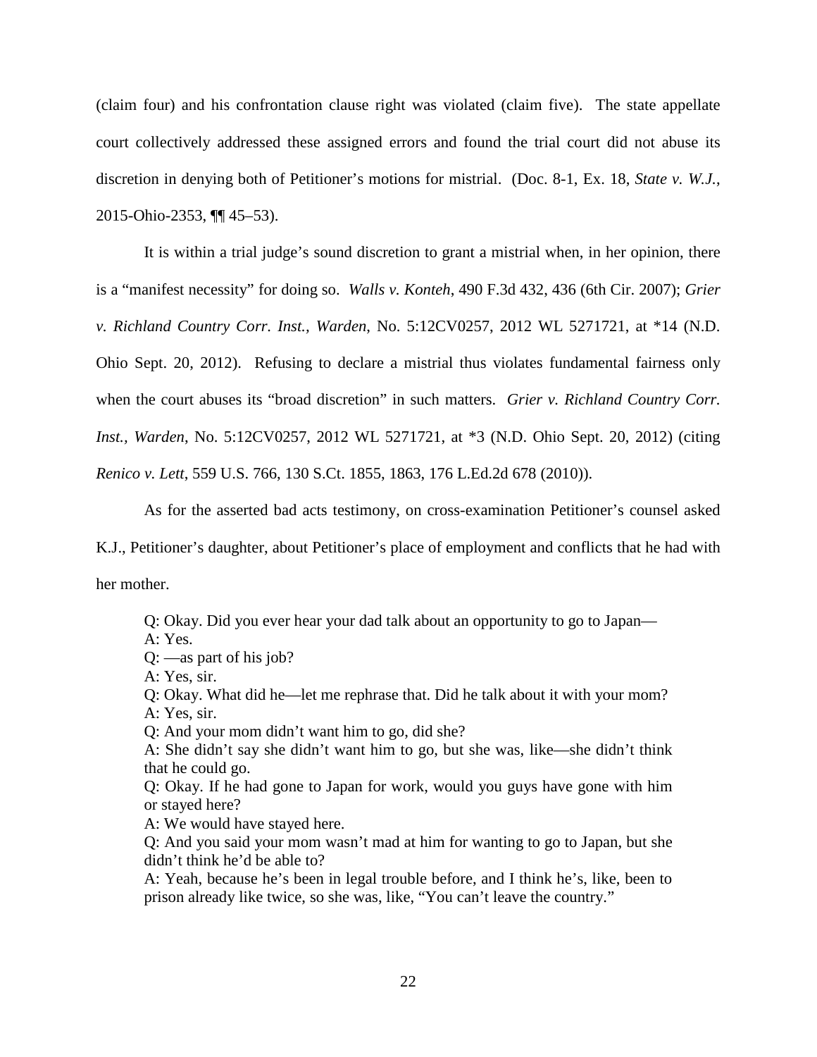(claim four) and his confrontation clause right was violated (claim five). The state appellate court collectively addressed these assigned errors and found the trial court did not abuse its discretion in denying both of Petitioner's motions for mistrial. (Doc. 8-1, Ex. 18, *State v. W.J.*, 2015-Ohio-2353, ¶¶ 45–53).

It is within a trial judge's sound discretion to grant a mistrial when, in her opinion, there is a "manifest necessity" for doing so. *Walls v. Konteh*, 490 F.3d 432, 436 (6th Cir. 2007); *Grier v. Richland Country Corr. Inst., Warden*, No. 5:12CV0257, 2012 WL 5271721, at *14 (N.D. Ohio Sept. 20, 2012). Refusing to declare a mistrial thus violates fundamental fairness only when the court abuses its "broad discretion" in such matters. *Grier v. Richland Country Corr. Inst., Warden*, No. 5:12CV0257, 2012 WL 5271721, at *3 (N.D. Ohio Sept. 20, 2012) (citing *Renico v. Lett*, 559 U.S. 766, 130 S.Ct. 1855, 1863, 176 L.Ed.2d 678 (2010)).

As for the asserted bad acts testimony, on cross-examination Petitioner's counsel asked K.J., Petitioner's daughter, about Petitioner's place of employment and conflicts that he had with her mother.

> Q: Okay. Did you ever hear your dad talk about an opportunity to go to Japan—
> A: Yes.
> Q: —as part of his job?
> A: Yes, sir.
> Q: Okay. What did he—let me rephrase that. Did he talk about it with your mom?
> A: Yes, sir.
> Q: And your mom didn't want him to go, did she?
> A: She didn't say she didn't want him to go, but she was, like—she didn't think that he could go.
> Q: Okay. If he had gone to Japan for work, would you guys have gone with him or stayed here?
> A: We would have stayed here.
> Q: And you said your mom wasn't mad at him for wanting to go to Japan, but she didn't think he'd be able to?
> A: Yeah, because he's been in legal trouble before, and I think he's, like, been to prison already like twice, so she was, like, "You can't leave the country."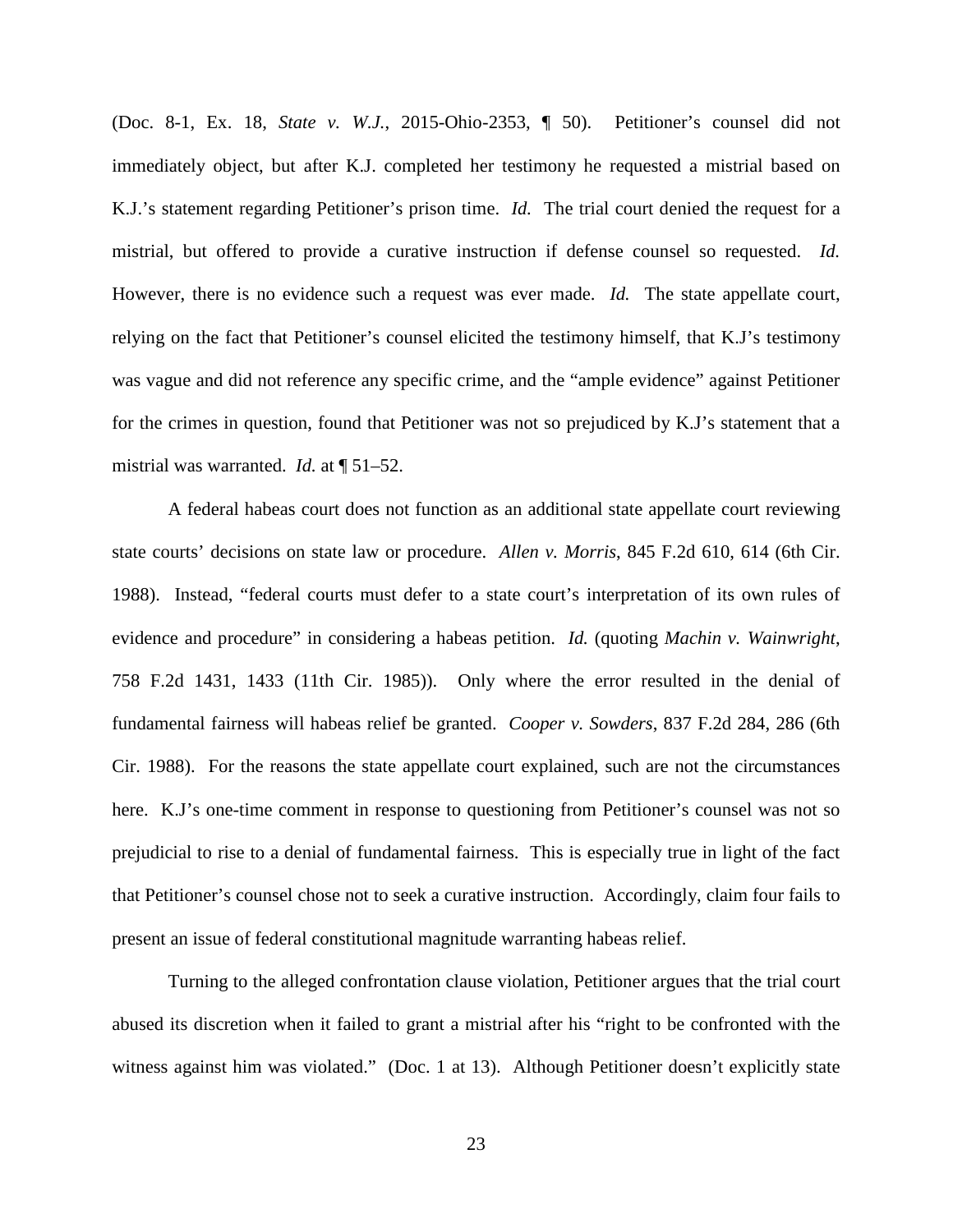(Doc. 8-1, Ex. 18, *State v. W.J.*, 2015-Ohio-2353, ¶ 50). Petitioner's counsel did not immediately object, but after K.J. completed her testimony he requested a mistrial based on K.J.'s statement regarding Petitioner's prison time. *Id.* The trial court denied the request for a mistrial, but offered to provide a curative instruction if defense counsel so requested. *Id.* However, there is no evidence such a request was ever made. *Id.* The state appellate court, relying on the fact that Petitioner's counsel elicited the testimony himself, that K.J's testimony was vague and did not reference any specific crime, and the "ample evidence" against Petitioner for the crimes in question, found that Petitioner was not so prejudiced by K.J's statement that a mistrial was warranted. *Id.* at ¶ 51–52.

A federal habeas court does not function as an additional state appellate court reviewing state courts' decisions on state law or procedure. *Allen v. Morris*, 845 F.2d 610, 614 (6th Cir. 1988). Instead, "federal courts must defer to a state court's interpretation of its own rules of evidence and procedure" in considering a habeas petition. *Id.* (quoting *Machin v. Wainwright*, 758 F.2d 1431, 1433 (11th Cir. 1985)). Only where the error resulted in the denial of fundamental fairness will habeas relief be granted. *Cooper v. Sowders*, 837 F.2d 284, 286 (6th Cir. 1988). For the reasons the state appellate court explained, such are not the circumstances here. K.J's one-time comment in response to questioning from Petitioner's counsel was not so prejudicial to rise to a denial of fundamental fairness. This is especially true in light of the fact that Petitioner's counsel chose not to seek a curative instruction. Accordingly, claim four fails to present an issue of federal constitutional magnitude warranting habeas relief.

Turning to the alleged confrontation clause violation, Petitioner argues that the trial court abused its discretion when it failed to grant a mistrial after his "right to be confronted with the witness against him was violated." (Doc. 1 at 13). Although Petitioner doesn't explicitly state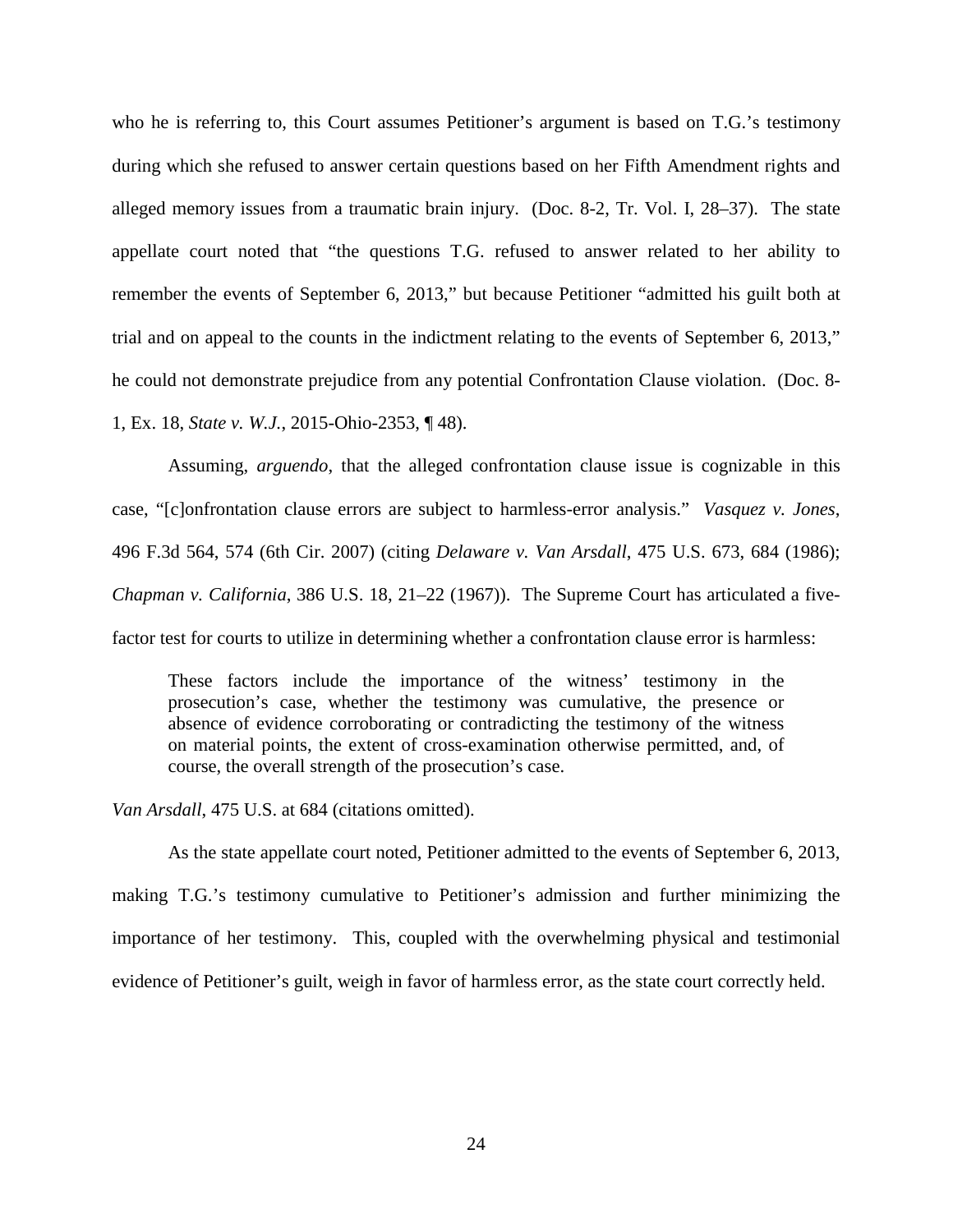who he is referring to, this Court assumes Petitioner's argument is based on T.G.'s testimony during which she refused to answer certain questions based on her Fifth Amendment rights and alleged memory issues from a traumatic brain injury. (Doc. 8-2, Tr. Vol. I, 28–37). The state appellate court noted that "the questions T.G. refused to answer related to her ability to remember the events of September 6, 2013," but because Petitioner "admitted his guilt both at trial and on appeal to the counts in the indictment relating to the events of September 6, 2013," he could not demonstrate prejudice from any potential Confrontation Clause violation. (Doc. 8-1, Ex. 18, *State v. W.J.*, 2015-Ohio-2353, ¶ 48).

Assuming, *arguendo*, that the alleged confrontation clause issue is cognizable in this case, "[c]onfrontation clause errors are subject to harmless-error analysis." *Vasquez v. Jones*, 496 F.3d 564, 574 (6th Cir. 2007) (citing *Delaware v. Van Arsdall*, 475 U.S. 673, 684 (1986); *Chapman v. California*, 386 U.S. 18, 21–22 (1967)). The Supreme Court has articulated a five-factor test for courts to utilize in determining whether a confrontation clause error is harmless:

> These factors include the importance of the witness' testimony in the prosecution's case, whether the testimony was cumulative, the presence or absence of evidence corroborating or contradicting the testimony of the witness on material points, the extent of cross-examination otherwise permitted, and, of course, the overall strength of the prosecution's case.

*Van Arsdall*, 475 U.S. at 684 (citations omitted).

As the state appellate court noted, Petitioner admitted to the events of September 6, 2013, making T.G.'s testimony cumulative to Petitioner's admission and further minimizing the importance of her testimony. This, coupled with the overwhelming physical and testimonial evidence of Petitioner's guilt, weigh in favor of harmless error, as the state court correctly held.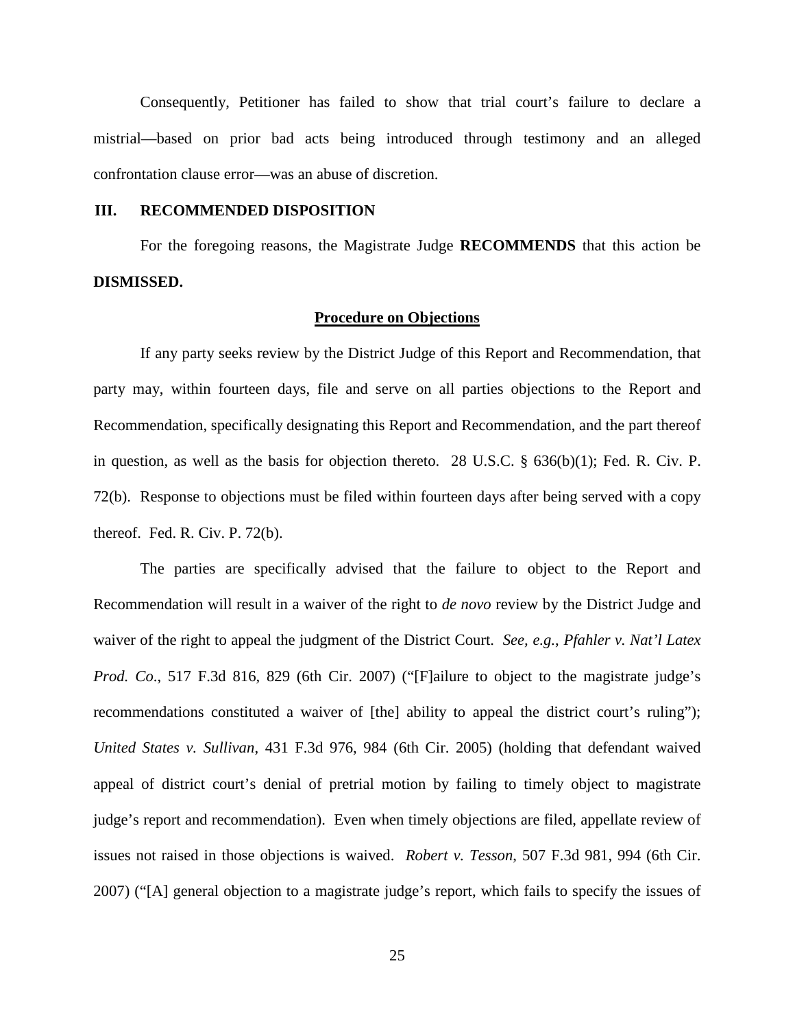Consequently, Petitioner has failed to show that trial court's failure to declare a mistrial—based on prior bad acts being introduced through testimony and an alleged confrontation clause error—was an abuse of discretion.

## III. RECOMMENDED DISPOSITION

For the foregoing reasons, the Magistrate Judge **RECOMMENDS** that this action be **DISMISSED.**

### Procedure on Objections

If any party seeks review by the District Judge of this Report and Recommendation, that party may, within fourteen days, file and serve on all parties objections to the Report and Recommendation, specifically designating this Report and Recommendation, and the part thereof in question, as well as the basis for objection thereto. 28 U.S.C. § 636(b)(1); Fed. R. Civ. P. 72(b). Response to objections must be filed within fourteen days after being served with a copy thereof. Fed. R. Civ. P. 72(b).

The parties are specifically advised that the failure to object to the Report and Recommendation will result in a waiver of the right to *de novo* review by the District Judge and waiver of the right to appeal the judgment of the District Court. *See, e.g.*, *Pfahler v. Nat'l Latex Prod. Co*., 517 F.3d 816, 829 (6th Cir. 2007) ("[F]ailure to object to the magistrate judge's recommendations constituted a waiver of [the] ability to appeal the district court's ruling"); *United States v. Sullivan*, 431 F.3d 976, 984 (6th Cir. 2005) (holding that defendant waived appeal of district court's denial of pretrial motion by failing to timely object to magistrate judge's report and recommendation). Even when timely objections are filed, appellate review of issues not raised in those objections is waived. *Robert v. Tesson*, 507 F.3d 981, 994 (6th Cir. 2007) ("[A] general objection to a magistrate judge's report, which fails to specify the issues of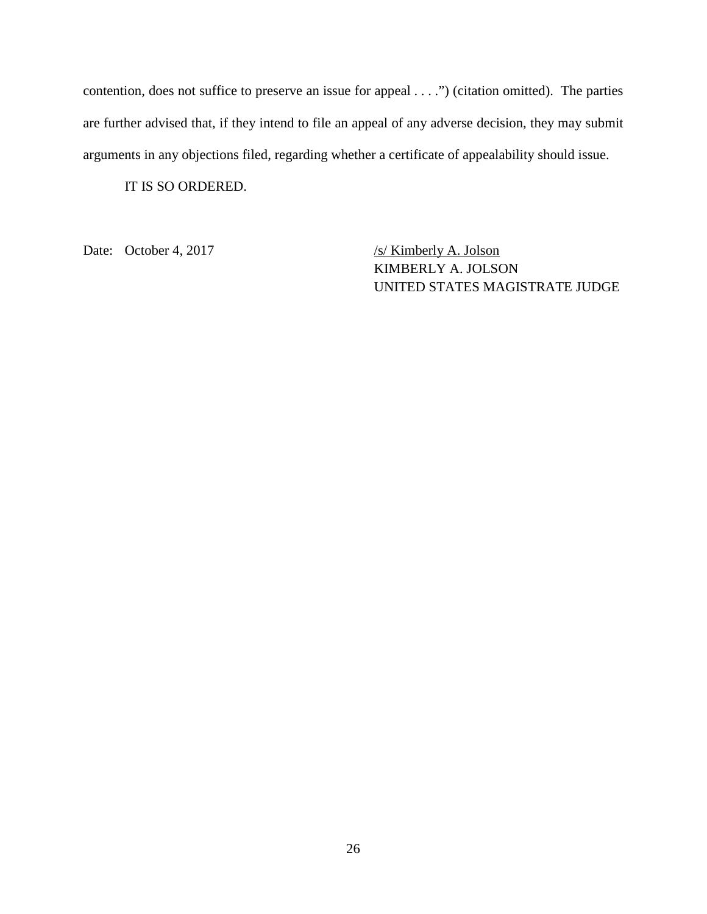contention, does not suffice to preserve an issue for appeal . . . .") (citation omitted). The parties are further advised that, if they intend to file an appeal of any adverse decision, they may submit arguments in any objections filed, regarding whether a certificate of appealability should issue.

IT IS SO ORDERED.

Date: October 4, 2017

/s/ Kimberly A. Jolson
KIMBERLY A. JOLSON
UNITED STATES MAGISTRATE JUDGE